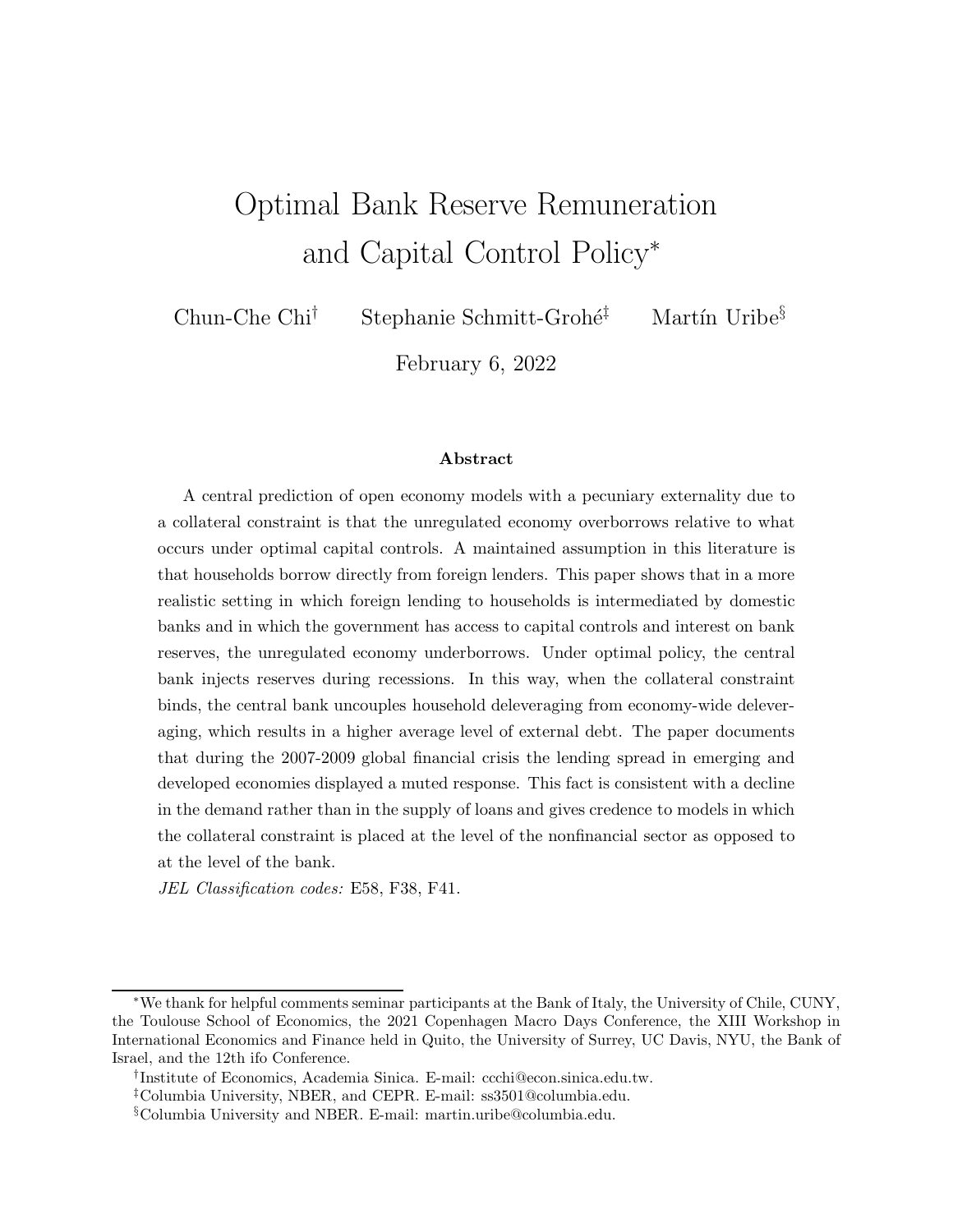# Optimal Bank Reserve Remuneration and Capital Control Policy[*]

Chun-Che Chi[†] Stephanie Schmitt-Grohé[‡] Martín Uribe[§]

February 6, 2022

### Abstract

A central prediction of open economy models with a pecuniary externality due to a collateral constraint is that the unregulated economy overborrows relative to what occurs under optimal capital controls. A maintained assumption in this literature is that households borrow directly from foreign lenders. This paper shows that in a more realistic setting in which foreign lending to households is intermediated by domestic banks and in which the government has access to capital controls and interest on bank reserves, the unregulated economy underborrows. Under optimal policy, the central bank injects reserves during recessions. In this way, when the collateral constraint binds, the central bank uncouples household deleveraging from economy-wide deleveraging, which results in a higher average level of external debt. The paper documents that during the 2007-2009 global financial crisis the lending spread in emerging and developed economies displayed a muted response. This fact is consistent with a decline in the demand rather than in the supply of loans and gives credence to models in which the collateral constraint is placed at the level of the nonfinancial sector as opposed to at the level of the bank.

*JEL Classification codes:* E58, F38, F41.

---

[*]We thank for helpful comments seminar participants at the Bank of Italy, the University of Chile, CUNY, the Toulouse School of Economics, the 2021 Copenhagen Macro Days Conference, the XIII Workshop in International Economics and Finance held in Quito, the University of Surrey, UC Davis, NYU, the Bank of Israel, and the 12th ifo Conference.

[†]Institute of Economics, Academia Sinica. E-mail: ccchi@econ.sinica.edu.tw.

[‡]Columbia University, NBER, and CEPR. E-mail: ss3501@columbia.edu.

[§]Columbia University and NBER. E-mail: martin.uribe@columbia.edu.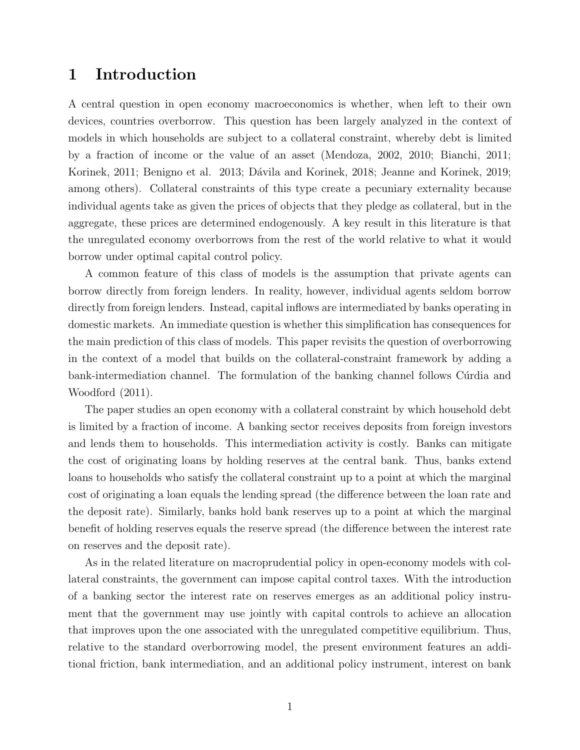# 1 Introduction

A central question in open economy macroeconomics is whether, when left to their own devices, countries overborrow. This question has been largely analyzed in the context of models in which households are subject to a collateral constraint, whereby debt is limited by a fraction of income or the value of an asset (Mendoza, 2002, 2010; Bianchi, 2011; Korinek, 2011; Benigno et al. 2013; Dávila and Korinek, 2018; Jeanne and Korinek, 2019; among others). Collateral constraints of this type create a pecuniary externality because individual agents take as given the prices of objects that they pledge as collateral, but in the aggregate, these prices are determined endogenously. A key result in this literature is that the unregulated economy overborrows from the rest of the world relative to what it would borrow under optimal capital control policy.

A common feature of this class of models is the assumption that private agents can borrow directly from foreign lenders. In reality, however, individual agents seldom borrow directly from foreign lenders. Instead, capital inflows are intermediated by banks operating in domestic markets. An immediate question is whether this simplification has consequences for the main prediction of this class of models. This paper revisits the question of overborrowing in the context of a model that builds on the collateral-constraint framework by adding a bank-intermediation channel. The formulation of the banking channel follows Cúrdia and Woodford (2011).

The paper studies an open economy with a collateral constraint by which household debt is limited by a fraction of income. A banking sector receives deposits from foreign investors and lends them to households. This intermediation activity is costly. Banks can mitigate the cost of originating loans by holding reserves at the central bank. Thus, banks extend loans to households who satisfy the collateral constraint up to a point at which the marginal cost of originating a loan equals the lending spread (the difference between the loan rate and the deposit rate). Similarly, banks hold bank reserves up to a point at which the marginal benefit of holding reserves equals the reserve spread (the difference between the interest rate on reserves and the deposit rate).

As in the related literature on macroprudential policy in open-economy models with collateral constraints, the government can impose capital control taxes. With the introduction of a banking sector the interest rate on reserves emerges as an additional policy instrument that the government may use jointly with capital controls to achieve an allocation that improves upon the one associated with the unregulated competitive equilibrium. Thus, relative to the standard overborrowing model, the present environment features an additional friction, bank intermediation, and an additional policy instrument, interest on bank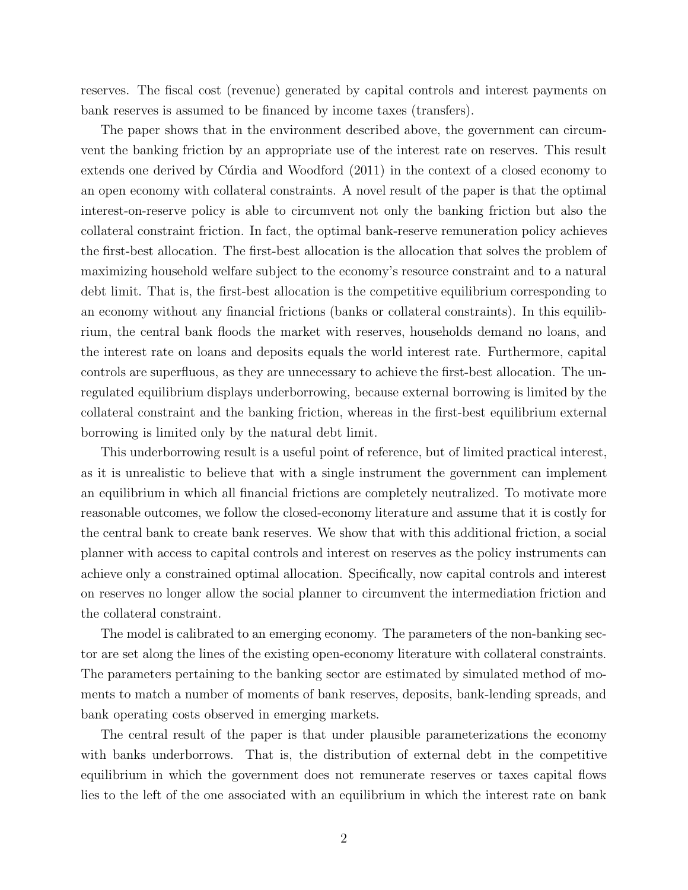reserves. The fiscal cost (revenue) generated by capital controls and interest payments on bank reserves is assumed to be financed by income taxes (transfers).

The paper shows that in the environment described above, the government can circumvent the banking friction by an appropriate use of the interest rate on reserves. This result extends one derived by Cúrdia and Woodford (2011) in the context of a closed economy to an open economy with collateral constraints. A novel result of the paper is that the optimal interest-on-reserve policy is able to circumvent not only the banking friction but also the collateral constraint friction. In fact, the optimal bank-reserve remuneration policy achieves the first-best allocation. The first-best allocation is the allocation that solves the problem of maximizing household welfare subject to the economy's resource constraint and to a natural debt limit. That is, the first-best allocation is the competitive equilibrium corresponding to an economy without any financial frictions (banks or collateral constraints). In this equilibrium, the central bank floods the market with reserves, households demand no loans, and the interest rate on loans and deposits equals the world interest rate. Furthermore, capital controls are superfluous, as they are unnecessary to achieve the first-best allocation. The unregulated equilibrium displays underborrowing, because external borrowing is limited by the collateral constraint and the banking friction, whereas in the first-best equilibrium external borrowing is limited only by the natural debt limit.

This underborrowing result is a useful point of reference, but of limited practical interest, as it is unrealistic to believe that with a single instrument the government can implement an equilibrium in which all financial frictions are completely neutralized. To motivate more reasonable outcomes, we follow the closed-economy literature and assume that it is costly for the central bank to create bank reserves. We show that with this additional friction, a social planner with access to capital controls and interest on reserves as the policy instruments can achieve only a constrained optimal allocation. Specifically, now capital controls and interest on reserves no longer allow the social planner to circumvent the intermediation friction and the collateral constraint.

The model is calibrated to an emerging economy. The parameters of the non-banking sector are set along the lines of the existing open-economy literature with collateral constraints. The parameters pertaining to the banking sector are estimated by simulated method of moments to match a number of moments of bank reserves, deposits, bank-lending spreads, and bank operating costs observed in emerging markets.

The central result of the paper is that under plausible parameterizations the economy with banks underborrows. That is, the distribution of external debt in the competitive equilibrium in which the government does not remunerate reserves or taxes capital flows lies to the left of the one associated with an equilibrium in which the interest rate on bank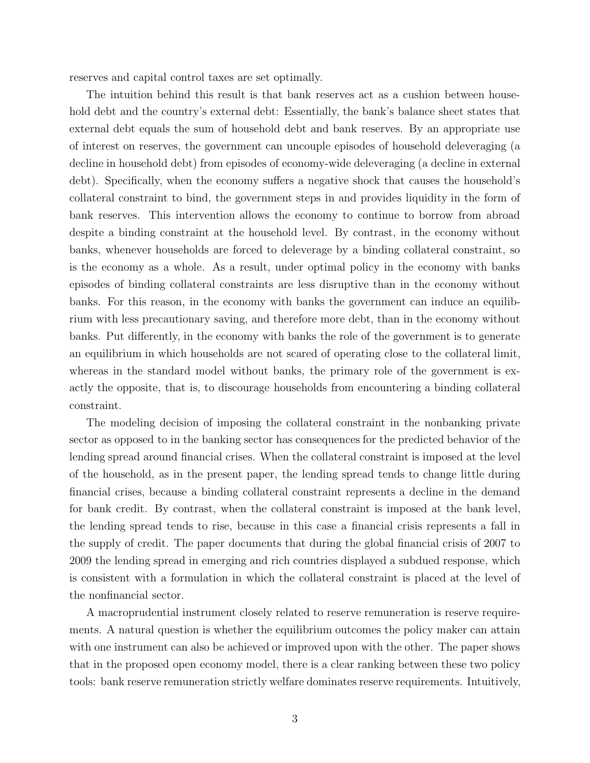reserves and capital control taxes are set optimally.

The intuition behind this result is that bank reserves act as a cushion between household debt and the country's external debt: Essentially, the bank's balance sheet states that external debt equals the sum of household debt and bank reserves. By an appropriate use of interest on reserves, the government can uncouple episodes of household deleveraging (a decline in household debt) from episodes of economy-wide deleveraging (a decline in external debt). Specifically, when the economy suffers a negative shock that causes the household's collateral constraint to bind, the government steps in and provides liquidity in the form of bank reserves. This intervention allows the economy to continue to borrow from abroad despite a binding constraint at the household level. By contrast, in the economy without banks, whenever households are forced to deleverage by a binding collateral constraint, so is the economy as a whole. As a result, under optimal policy in the economy with banks episodes of binding collateral constraints are less disruptive than in the economy without banks. For this reason, in the economy with banks the government can induce an equilibrium with less precautionary saving, and therefore more debt, than in the economy without banks. Put differently, in the economy with banks the role of the government is to generate an equilibrium in which households are not scared of operating close to the collateral limit, whereas in the standard model without banks, the primary role of the government is exactly the opposite, that is, to discourage households from encountering a binding collateral constraint.

The modeling decision of imposing the collateral constraint in the nonbanking private sector as opposed to in the banking sector has consequences for the predicted behavior of the lending spread around financial crises. When the collateral constraint is imposed at the level of the household, as in the present paper, the lending spread tends to change little during financial crises, because a binding collateral constraint represents a decline in the demand for bank credit. By contrast, when the collateral constraint is imposed at the bank level, the lending spread tends to rise, because in this case a financial crisis represents a fall in the supply of credit. The paper documents that during the global financial crisis of 2007 to 2009 the lending spread in emerging and rich countries displayed a subdued response, which is consistent with a formulation in which the collateral constraint is placed at the level of the nonfinancial sector.

A macroprudential instrument closely related to reserve remuneration is reserve requirements. A natural question is whether the equilibrium outcomes the policy maker can attain with one instrument can also be achieved or improved upon with the other. The paper shows that in the proposed open economy model, there is a clear ranking between these two policy tools: bank reserve remuneration strictly welfare dominates reserve requirements. Intuitively,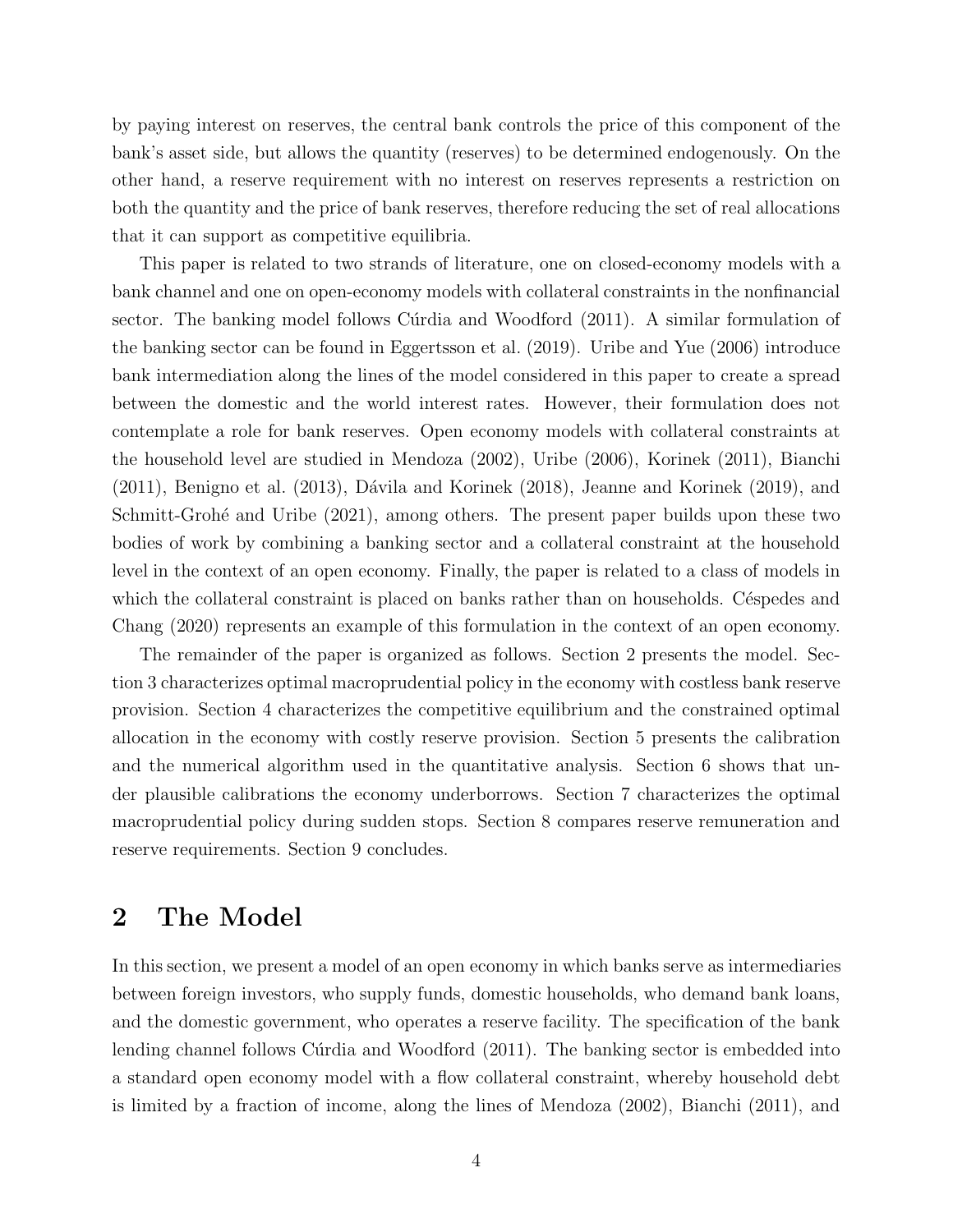by paying interest on reserves, the central bank controls the price of this component of the bank's asset side, but allows the quantity (reserves) to be determined endogenously. On the other hand, a reserve requirement with no interest on reserves represents a restriction on both the quantity and the price of bank reserves, therefore reducing the set of real allocations that it can support as competitive equilibria.

This paper is related to two strands of literature, one on closed-economy models with a bank channel and one on open-economy models with collateral constraints in the nonfinancial sector. The banking model follows Cúrdia and Woodford (2011). A similar formulation of the banking sector can be found in Eggertsson et al. (2019). Uribe and Yue (2006) introduce bank intermediation along the lines of the model considered in this paper to create a spread between the domestic and the world interest rates. However, their formulation does not contemplate a role for bank reserves. Open economy models with collateral constraints at the household level are studied in Mendoza (2002), Uribe (2006), Korinek (2011), Bianchi (2011), Benigno et al. (2013), Dávila and Korinek (2018), Jeanne and Korinek (2019), and Schmitt-Grohé and Uribe (2021), among others. The present paper builds upon these two bodies of work by combining a banking sector and a collateral constraint at the household level in the context of an open economy. Finally, the paper is related to a class of models in which the collateral constraint is placed on banks rather than on households. Céspedes and Chang (2020) represents an example of this formulation in the context of an open economy.

The remainder of the paper is organized as follows. Section 2 presents the model. Section 3 characterizes optimal macroprudential policy in the economy with costless bank reserve provision. Section 4 characterizes the competitive equilibrium and the constrained optimal allocation in the economy with costly reserve provision. Section 5 presents the calibration and the numerical algorithm used in the quantitative analysis. Section 6 shows that under plausible calibrations the economy underborrows. Section 7 characterizes the optimal macroprudential policy during sudden stops. Section 8 compares reserve remuneration and reserve requirements. Section 9 concludes.

# 2 The Model

In this section, we present a model of an open economy in which banks serve as intermediaries between foreign investors, who supply funds, domestic households, who demand bank loans, and the domestic government, who operates a reserve facility. The specification of the bank lending channel follows Cúrdia and Woodford (2011). The banking sector is embedded into a standard open economy model with a flow collateral constraint, whereby household debt is limited by a fraction of income, along the lines of Mendoza (2002), Bianchi (2011), and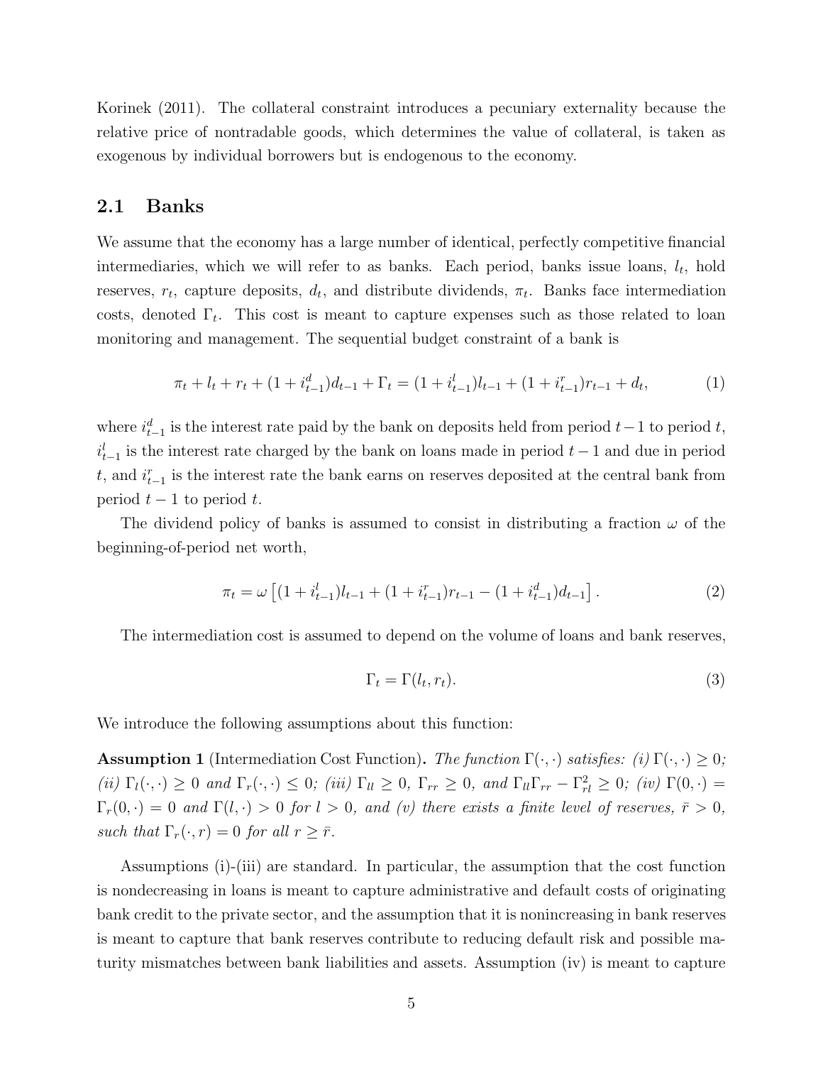Korinek (2011). The collateral constraint introduces a pecuniary externality because the relative price of nontradable goods, which determines the value of collateral, is taken as exogenous by individual borrowers but is endogenous to the economy.

## 2.1 Banks

We assume that the economy has a large number of identical, perfectly competitive financial intermediaries, which we will refer to as banks. Each period, banks issue loans, $l_t$, hold reserves, $r_t$, capture deposits, $d_t$, and distribute dividends, $\pi_t$. Banks face intermediation costs, denoted $\Gamma_t$. This cost is meant to capture expenses such as those related to loan monitoring and management. The sequential budget constraint of a bank is

$$\pi_t + l_t + r_t + (1 + i^d_{t-1})d_{t-1} + \Gamma_t = (1 + i^l_{t-1})l_{t-1} + (1 + i^r_{t-1})r_{t-1} + d_t, \tag{1}$$

where $i^d_{t-1}$ is the interest rate paid by the bank on deposits held from period $t-1$ to period $t$, $i^l_{t-1}$ is the interest rate charged by the bank on loans made in period $t-1$ and due in period $t$, and $i^r_{t-1}$ is the interest rate the bank earns on reserves deposited at the central bank from period $t-1$ to period $t$.

The dividend policy of banks is assumed to consist in distributing a fraction $\omega$ of the beginning-of-period net worth,

$$\pi_t = \omega \left[(1 + i^l_{t-1})l_{t-1} + (1 + i^r_{t-1})r_{t-1} - (1 + i^d_{t-1})d_{t-1}\right]. \tag{2}$$

The intermediation cost is assumed to depend on the volume of loans and bank reserves,

$$\Gamma_t = \Gamma(l_t, r_t). \tag{3}$$

We introduce the following assumptions about this function:

**Assumption 1** (Intermediation Cost Function)**.** *The function $\Gamma(\cdot, \cdot)$ satisfies: (i) $\Gamma(\cdot, \cdot) \geq 0$; (ii) $\Gamma_l(\cdot, \cdot) \geq 0$ and $\Gamma_r(\cdot, \cdot) \leq 0$; (iii) $\Gamma_{ll} \geq 0$, $\Gamma_{rr} \geq 0$, and $\Gamma_{ll}\Gamma_{rr} - \Gamma^2_{rl} \geq 0$; (iv) $\Gamma(0, \cdot) = \Gamma_r(0, \cdot) = 0$ and $\Gamma(l, \cdot) > 0$ for $l > 0$, and (v) there exists a finite level of reserves, $\bar{r} > 0$, such that $\Gamma_r(\cdot, r) = 0$ for all $r \geq \bar{r}$.*

Assumptions (i)-(iii) are standard. In particular, the assumption that the cost function is nondecreasing in loans is meant to capture administrative and default costs of originating bank credit to the private sector, and the assumption that it is nonincreasing in bank reserves is meant to capture that bank reserves contribute to reducing default risk and possible maturity mismatches between bank liabilities and assets. Assumption (iv) is meant to capture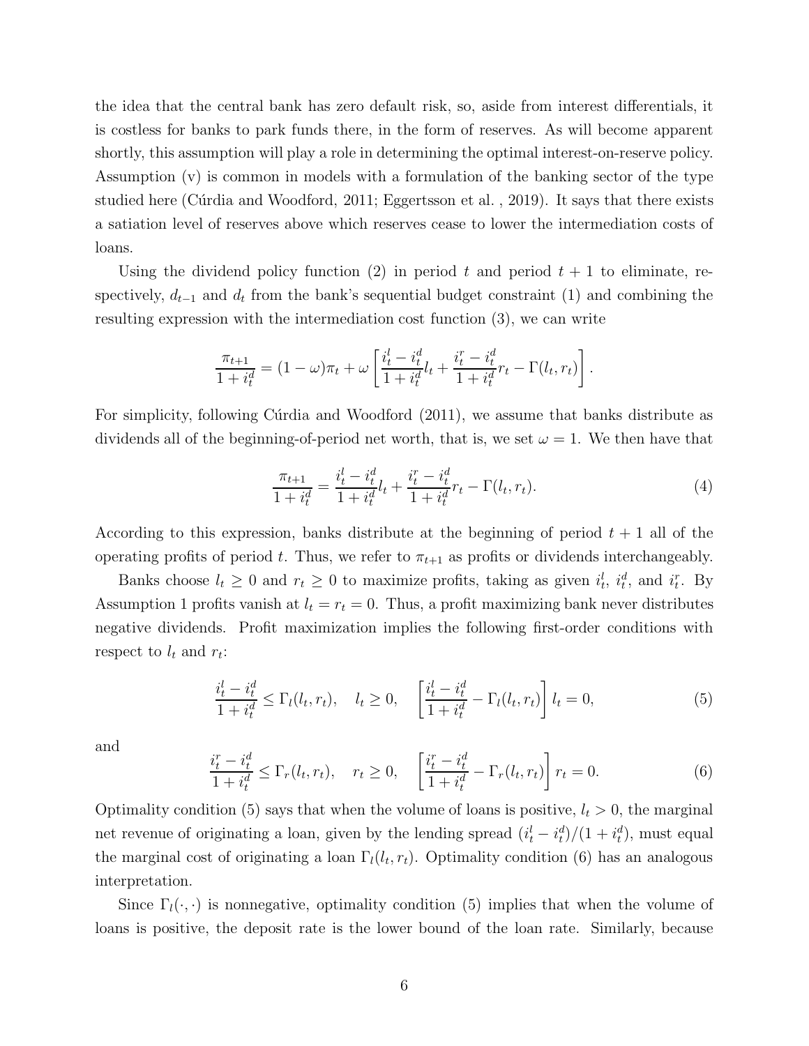the idea that the central bank has zero default risk, so, aside from interest differentials, it is costless for banks to park funds there, in the form of reserves. As will become apparent shortly, this assumption will play a role in determining the optimal interest-on-reserve policy. Assumption (v) is common in models with a formulation of the banking sector of the type studied here (Cúrdia and Woodford, 2011; Eggertsson et al. , 2019). It says that there exists a satiation level of reserves above which reserves cease to lower the intermediation costs of loans.

Using the dividend policy function (2) in period $t$ and period $t+1$ to eliminate, respectively, $d_{t-1}$ and $d_t$ from the bank's sequential budget constraint (1) and combining the resulting expression with the intermediation cost function (3), we can write

$$\frac{\pi_{t+1}}{1+i_t^d} = (1-\omega)\pi_t + \omega\left[\frac{i_t^l - i_t^d}{1+i_t^d} l_t + \frac{i_t^r - i_t^d}{1+i_t^d} r_t - \Gamma(l_t, r_t)\right].$$

For simplicity, following Cúrdia and Woodford (2011), we assume that banks distribute as dividends all of the beginning-of-period net worth, that is, we set $\omega = 1$. We then have that

$$\frac{\pi_{t+1}}{1+i_t^d} = \frac{i_t^l - i_t^d}{1+i_t^d} l_t + \frac{i_t^r - i_t^d}{1+i_t^d} r_t - \Gamma(l_t, r_t). \tag{4}$$

According to this expression, banks distribute at the beginning of period $t+1$ all of the operating profits of period $t$. Thus, we refer to $\pi_{t+1}$ as profits or dividends interchangeably.

Banks choose $l_t \geq 0$ and $r_t \geq 0$ to maximize profits, taking as given $i_t^l$, $i_t^d$, and $i_t^r$. By Assumption 1 profits vanish at $l_t = r_t = 0$. Thus, a profit maximizing bank never distributes negative dividends. Profit maximization implies the following first-order conditions with respect to $l_t$ and $r_t$:

$$\frac{i_t^l - i_t^d}{1+i_t^d} \leq \Gamma_l(l_t, r_t), \quad l_t \geq 0, \quad \left[\frac{i_t^l - i_t^d}{1+i_t^d} - \Gamma_l(l_t, r_t)\right] l_t = 0, \tag{5}$$

and

$$\frac{i_t^r - i_t^d}{1+i_t^d} \leq \Gamma_r(l_t, r_t), \quad r_t \geq 0, \quad \left[\frac{i_t^r - i_t^d}{1+i_t^d} - \Gamma_r(l_t, r_t)\right] r_t = 0. \tag{6}$$

Optimality condition (5) says that when the volume of loans is positive, $l_t > 0$, the marginal net revenue of originating a loan, given by the lending spread $(i_t^l - i_t^d)/(1+i_t^d)$, must equal the marginal cost of originating a loan $\Gamma_l(l_t, r_t)$. Optimality condition (6) has an analogous interpretation.

Since $\Gamma_l(\cdot, \cdot)$ is nonnegative, optimality condition (5) implies that when the volume of loans is positive, the deposit rate is the lower bound of the loan rate. Similarly, because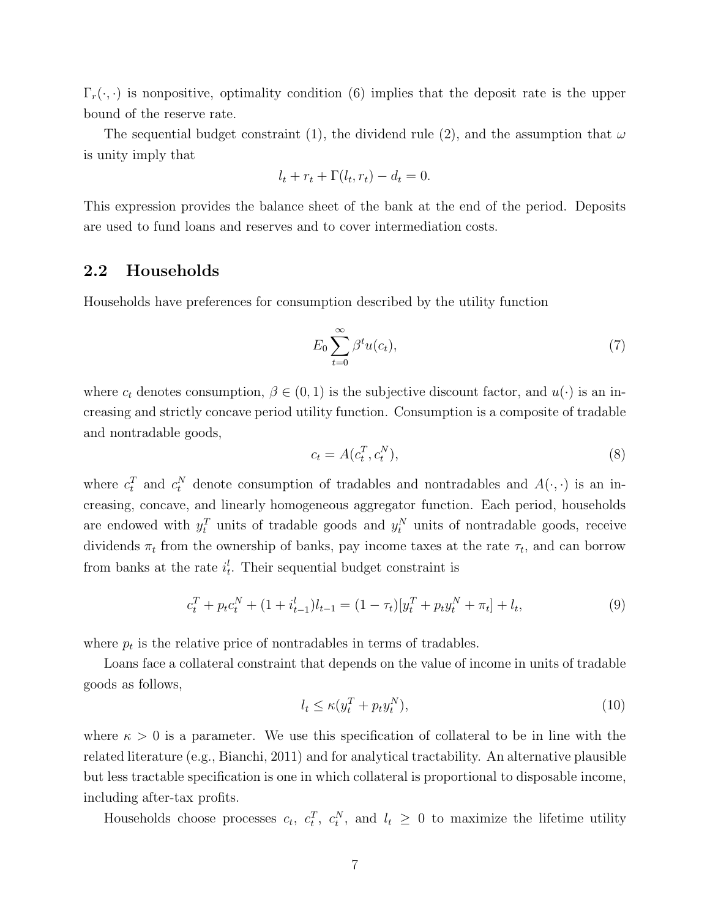$\Gamma_r(\cdot,\cdot)$ is nonpositive, optimality condition (6) implies that the deposit rate is the upper bound of the reserve rate.

The sequential budget constraint (1), the dividend rule (2), and the assumption that $\omega$ is unity imply that

$$l_t + r_t + \Gamma(l_t, r_t) - d_t = 0.$$

This expression provides the balance sheet of the bank at the end of the period. Deposits are used to fund loans and reserves and to cover intermediation costs.

## 2.2 Households

Households have preferences for consumption described by the utility function

$$E_0 \sum_{t=0}^{\infty} \beta^t u(c_t), \tag{7}$$

where $c_t$ denotes consumption, $\beta \in (0,1)$ is the subjective discount factor, and $u(\cdot)$ is an increasing and strictly concave period utility function. Consumption is a composite of tradable and nontradable goods,

$$c_t = A(c_t^T, c_t^N), \tag{8}$$

where $c_t^T$ and $c_t^N$ denote consumption of tradables and nontradables and $A(\cdot,\cdot)$ is an increasing, concave, and linearly homogeneous aggregator function. Each period, households are endowed with $y_t^T$ units of tradable goods and $y_t^N$ units of nontradable goods, receive dividends $\pi_t$ from the ownership of banks, pay income taxes at the rate $\tau_t$, and can borrow from banks at the rate $i_t^l$. Their sequential budget constraint is

$$c_t^T + p_t c_t^N + (1 + i_{t-1}^l) l_{t-1} = (1 - \tau_t)[y_t^T + p_t y_t^N + \pi_t] + l_t, \tag{9}$$

where $p_t$ is the relative price of nontradables in terms of tradables.

Loans face a collateral constraint that depends on the value of income in units of tradable goods as follows,

$$l_t \leq \kappa (y_t^T + p_t y_t^N), \tag{10}$$

where $\kappa > 0$ is a parameter. We use this specification of collateral to be in line with the related literature (e.g., Bianchi, 2011) and for analytical tractability. An alternative plausible but less tractable specification is one in which collateral is proportional to disposable income, including after-tax profits.

Households choose processes $c_t$, $c_t^T$, $c_t^N$, and $l_t \geq 0$ to maximize the lifetime utility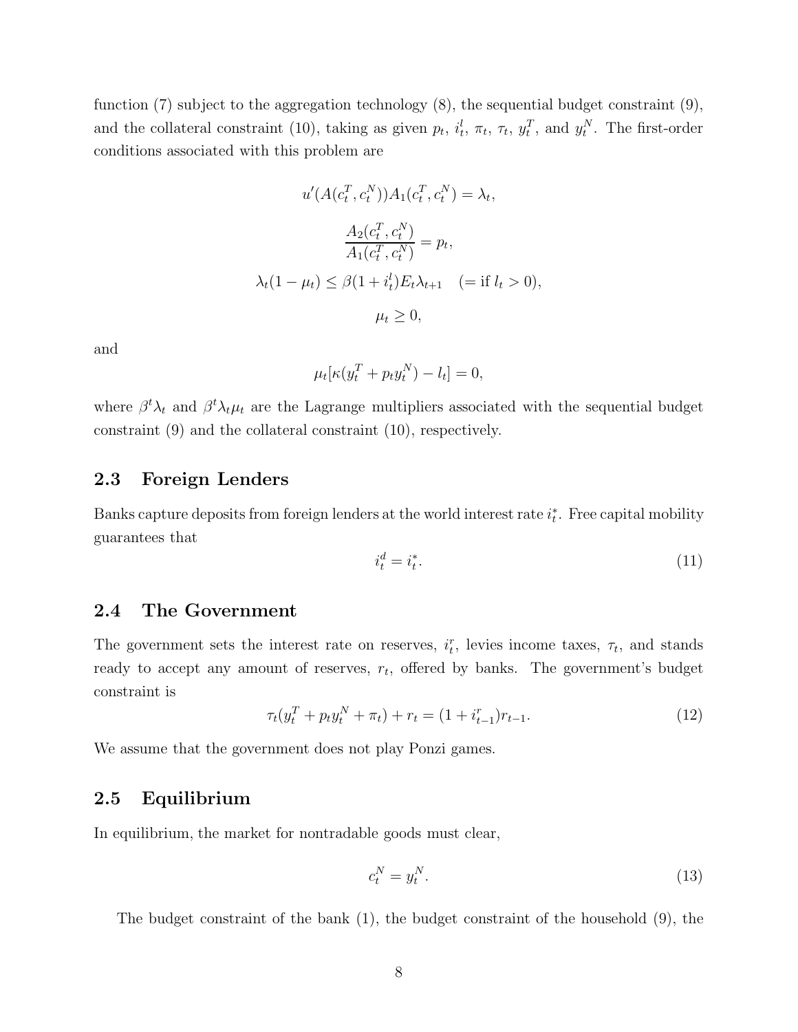function (7) subject to the aggregation technology (8), the sequential budget constraint (9), and the collateral constraint (10), taking as given $p_t$, $i^l_t$, $\pi_t$, $\tau_t$, $y^T_t$, and $y^N_t$. The first-order conditions associated with this problem are

$$u'(A(c^T_t, c^N_t))A_1(c^T_t, c^N_t) = \lambda_t,$$

$$\frac{A_2(c^T_t, c^N_t)}{A_1(c^T_t, c^N_t)} = p_t,$$

$$\lambda_t(1 - \mu_t) \leq \beta(1 + i^l_t)E_t\lambda_{t+1} \quad (= \text{if } l_t > 0),$$

$$\mu_t \geq 0,$$

and

$$\mu_t[\kappa(y^T_t + p_t y^N_t) - l_t] = 0,$$

where $\beta^t\lambda_t$ and $\beta^t\lambda_t\mu_t$ are the Lagrange multipliers associated with the sequential budget constraint (9) and the collateral constraint (10), respectively.

## 2.3 Foreign Lenders

Banks capture deposits from foreign lenders at the world interest rate $i^*_t$. Free capital mobility guarantees that

$$i^d_t = i^*_t. \tag{11}$$

## 2.4 The Government

The government sets the interest rate on reserves, $i^r_t$, levies income taxes, $\tau_t$, and stands ready to accept any amount of reserves, $r_t$, offered by banks. The government's budget constraint is

$$\tau_t(y^T_t + p_t y^N_t + \pi_t) + r_t = (1 + i^r_{t-1})r_{t-1}. \tag{12}$$

We assume that the government does not play Ponzi games.

## 2.5 Equilibrium

In equilibrium, the market for nontradable goods must clear,

$$c^N_t = y^N_t. \tag{13}$$

The budget constraint of the bank (1), the budget constraint of the household (9), the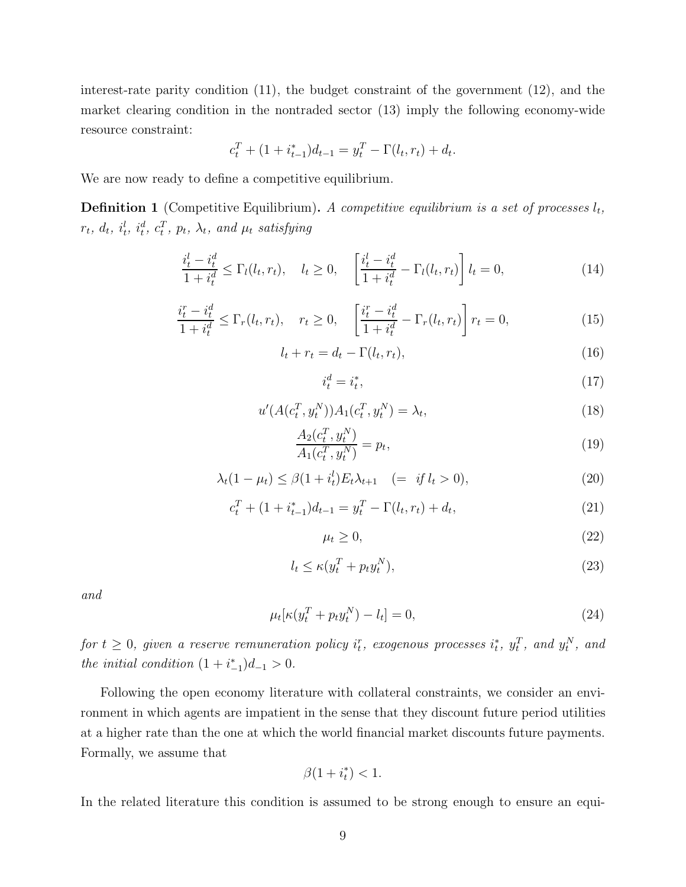interest-rate parity condition (11), the budget constraint of the government (12), and the market clearing condition in the nontraded sector (13) imply the following economy-wide resource constraint:

$$c_t^T + (1 + i_{t-1}^*)d_{t-1} = y_t^T - \Gamma(l_t, r_t) + d_t.$$

We are now ready to define a competitive equilibrium.

**Definition 1** (Competitive Equilibrium). *A competitive equilibrium is a set of processes $l_t$, $r_t$, $d_t$, $i_t^l$, $i_t^d$, $c_t^T$, $p_t$, $\lambda_t$, and $\mu_t$ satisfying*

$$\frac{i_t^l - i_t^d}{1 + i_t^d} \leq \Gamma_l(l_t, r_t), \quad l_t \geq 0, \quad \left[\frac{i_t^l - i_t^d}{1 + i_t^d} - \Gamma_l(l_t, r_t)\right] l_t = 0, \tag{14}$$

$$\frac{i_t^r - i_t^d}{1 + i_t^d} \leq \Gamma_r(l_t, r_t), \quad r_t \geq 0, \quad \left[\frac{i_t^r - i_t^d}{1 + i_t^d} - \Gamma_r(l_t, r_t)\right] r_t = 0, \tag{15}$$

$$l_t + r_t = d_t - \Gamma(l_t, r_t), \tag{16}$$

$$i_t^d = i_t^*, \tag{17}$$

$$u'(A(c_t^T, y_t^N))A_1(c_t^T, y_t^N) = \lambda_t, \tag{18}$$

$$\frac{A_2(c_t^T, y_t^N)}{A_1(c_t^T, y_t^N)} = p_t, \tag{19}$$

$$\lambda_t(1 - \mu_t) \leq \beta(1 + i_t^l)E_t\lambda_{t+1} \quad (= \text{ if } l_t > 0), \tag{20}$$

$$c_t^T + (1 + i_{t-1}^*)d_{t-1} = y_t^T - \Gamma(l_t, r_t) + d_t, \tag{21}$$

$$\mu_t \geq 0, \tag{22}$$

$$l_t \leq \kappa(y_t^T + p_t y_t^N), \tag{23}$$

*and*

$$\mu_t[\kappa(y_t^T + p_t y_t^N) - l_t] = 0, \tag{24}$$

*for $t \geq 0$, given a reserve remuneration policy $i_t^r$, exogenous processes $i_t^*$, $y_t^T$, and $y_t^N$, and the initial condition $(1 + i_{-1}^*)d_{-1} > 0$.*

Following the open economy literature with collateral constraints, we consider an environment in which agents are impatient in the sense that they discount future period utilities at a higher rate than the one at which the world financial market discounts future payments. Formally, we assume that

$$\beta(1 + i_t^*) < 1.$$

In the related literature this condition is assumed to be strong enough to ensure an equi-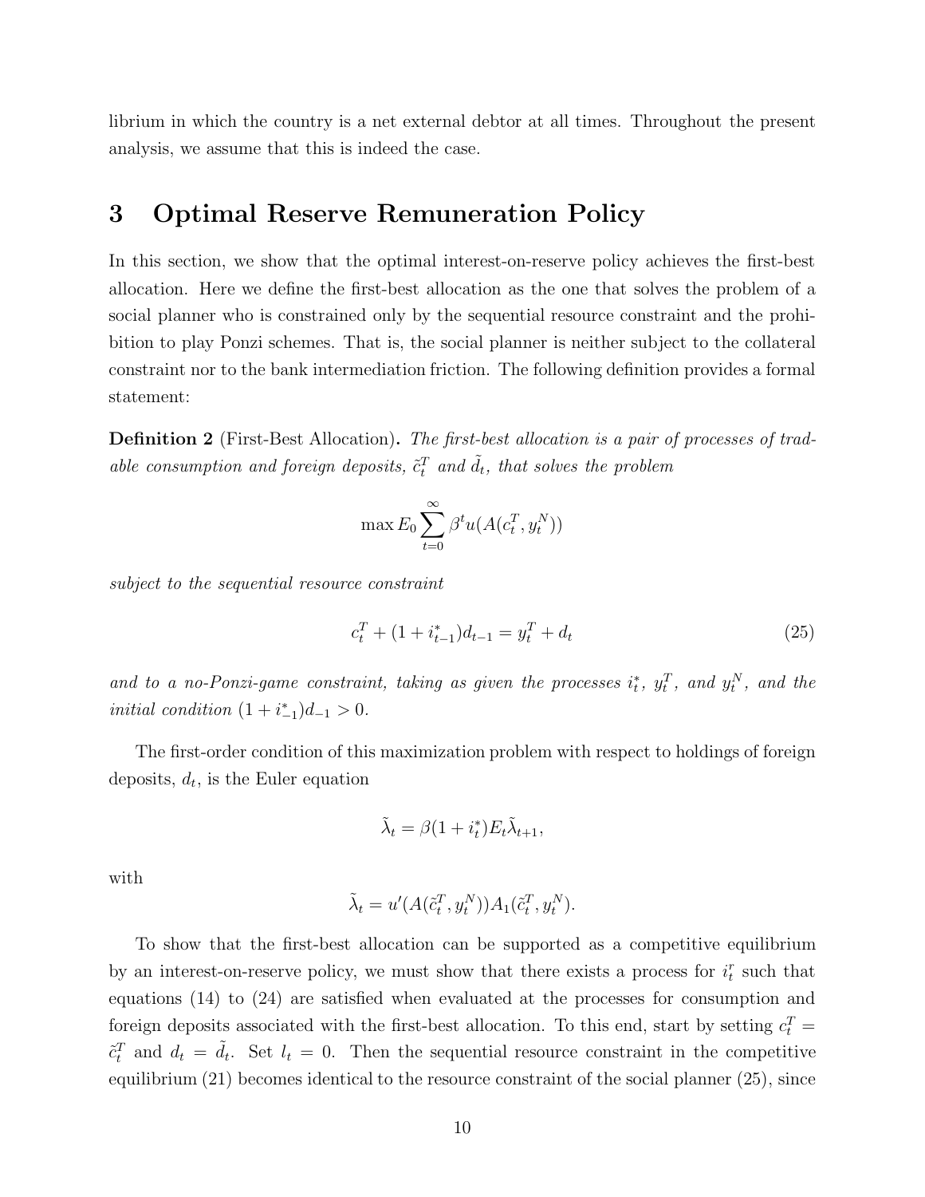librium in which the country is a net external debtor at all times. Throughout the present analysis, we assume that this is indeed the case.

# 3 Optimal Reserve Remuneration Policy

In this section, we show that the optimal interest-on-reserve policy achieves the first-best allocation. Here we define the first-best allocation as the one that solves the problem of a social planner who is constrained only by the sequential resource constraint and the prohibition to play Ponzi schemes. That is, the social planner is neither subject to the collateral constraint nor to the bank intermediation friction. The following definition provides a formal statement:

**Definition 2** (First-Best Allocation)**.** *The first-best allocation is a pair of processes of tradable consumption and foreign deposits, $\tilde{c}_t^T$ and $\tilde{d}_t$, that solves the problem*

$$\max E_0 \sum_{t=0}^{\infty} \beta^t u(A(c_t^T, y_t^N))$$

*subject to the sequential resource constraint*

$$c_t^T + (1 + i_{t-1}^*)d_{t-1} = y_t^T + d_t \tag{25}$$

*and to a no-Ponzi-game constraint, taking as given the processes $i_t^*$, $y_t^T$, and $y_t^N$, and the initial condition $(1 + i_{-1}^*)d_{-1} > 0$.*

The first-order condition of this maximization problem with respect to holdings of foreign deposits, $d_t$, is the Euler equation

$$\tilde{\lambda}_t = \beta(1 + i_t^*)E_t\tilde{\lambda}_{t+1},$$

with

$$\tilde{\lambda}_t = u'(A(\tilde{c}_t^T, y_t^N))A_1(\tilde{c}_t^T, y_t^N).$$

To show that the first-best allocation can be supported as a competitive equilibrium by an interest-on-reserve policy, we must show that there exists a process for $i_t^r$ such that equations (14) to (24) are satisfied when evaluated at the processes for consumption and foreign deposits associated with the first-best allocation. To this end, start by setting $c_t^T = \tilde{c}_t^T$ and $d_t = \tilde{d}_t$. Set $l_t = 0$. Then the sequential resource constraint in the competitive equilibrium (21) becomes identical to the resource constraint of the social planner (25), since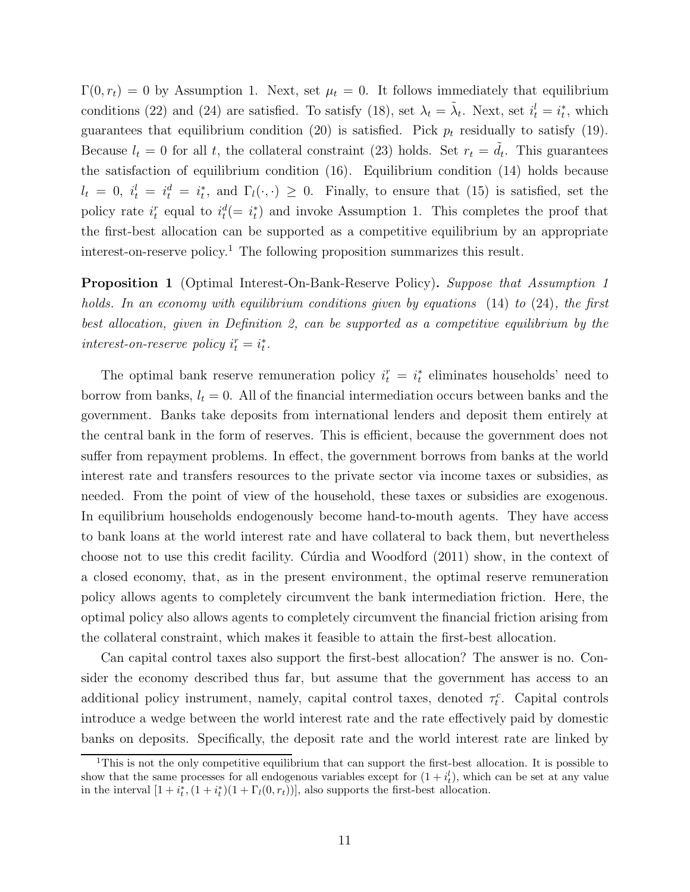$\Gamma(0, r_t) = 0$ by Assumption 1. Next, set $\mu_t = 0$. It follows immediately that equilibrium conditions (22) and (24) are satisfied. To satisfy (18), set $\lambda_t = \tilde{\lambda}_t$. Next, set $i^l_t = i^*_t$, which guarantees that equilibrium condition (20) is satisfied. Pick $p_t$ residually to satisfy (19). Because $l_t = 0$ for all $t$, the collateral constraint (23) holds. Set $r_t = \tilde{d}_t$. This guarantees the satisfaction of equilibrium condition (16). Equilibrium condition (14) holds because $l_t = 0$, $i^l_t = i^d_t = i^*_t$, and $\Gamma_l(\cdot, \cdot) \geq 0$. Finally, to ensure that (15) is satisfied, set the policy rate $i^r_t$ equal to $i^d_t (= i^*_t)$ and invoke Assumption 1. This completes the proof that the first-best allocation can be supported as a competitive equilibrium by an appropriate interest-on-reserve policy.[1] The following proposition summarizes this result.

**Proposition 1** (Optimal Interest-On-Bank-Reserve Policy)**.** *Suppose that Assumption 1 holds. In an economy with equilibrium conditions given by equations* (14) *to* (24)*, the first best allocation, given in Definition 2, can be supported as a competitive equilibrium by the interest-on-reserve policy* $i^r_t = i^*_t$.

The optimal bank reserve remuneration policy $i^r_t = i^*_t$ eliminates households' need to borrow from banks, $l_t = 0$. All of the financial intermediation occurs between banks and the government. Banks take deposits from international lenders and deposit them entirely at the central bank in the form of reserves. This is efficient, because the government does not suffer from repayment problems. In effect, the government borrows from banks at the world interest rate and transfers resources to the private sector via income taxes or subsidies, as needed. From the point of view of the household, these taxes or subsidies are exogenous. In equilibrium households endogenously become hand-to-mouth agents. They have access to bank loans at the world interest rate and have collateral to back them, but nevertheless choose not to use this credit facility. Cúrdia and Woodford (2011) show, in the context of a closed economy, that, as in the present environment, the optimal reserve remuneration policy allows agents to completely circumvent the bank intermediation friction. Here, the optimal policy also allows agents to completely circumvent the financial friction arising from the collateral constraint, which makes it feasible to attain the first-best allocation.

Can capital control taxes also support the first-best allocation? The answer is no. Consider the economy described thus far, but assume that the government has access to an additional policy instrument, namely, capital control taxes, denoted $\tau^c_t$. Capital controls introduce a wedge between the world interest rate and the rate effectively paid by domestic banks on deposits. Specifically, the deposit rate and the world interest rate are linked by

[1] This is not the only competitive equilibrium that can support the first-best allocation. It is possible to show that the same processes for all endogenous variables except for $(1 + i^l_t)$, which can be set at any value in the interval $[1 + i^*_t, (1 + i^*_t)(1 + \Gamma_l(0, r_t))]$, also supports the first-best allocation.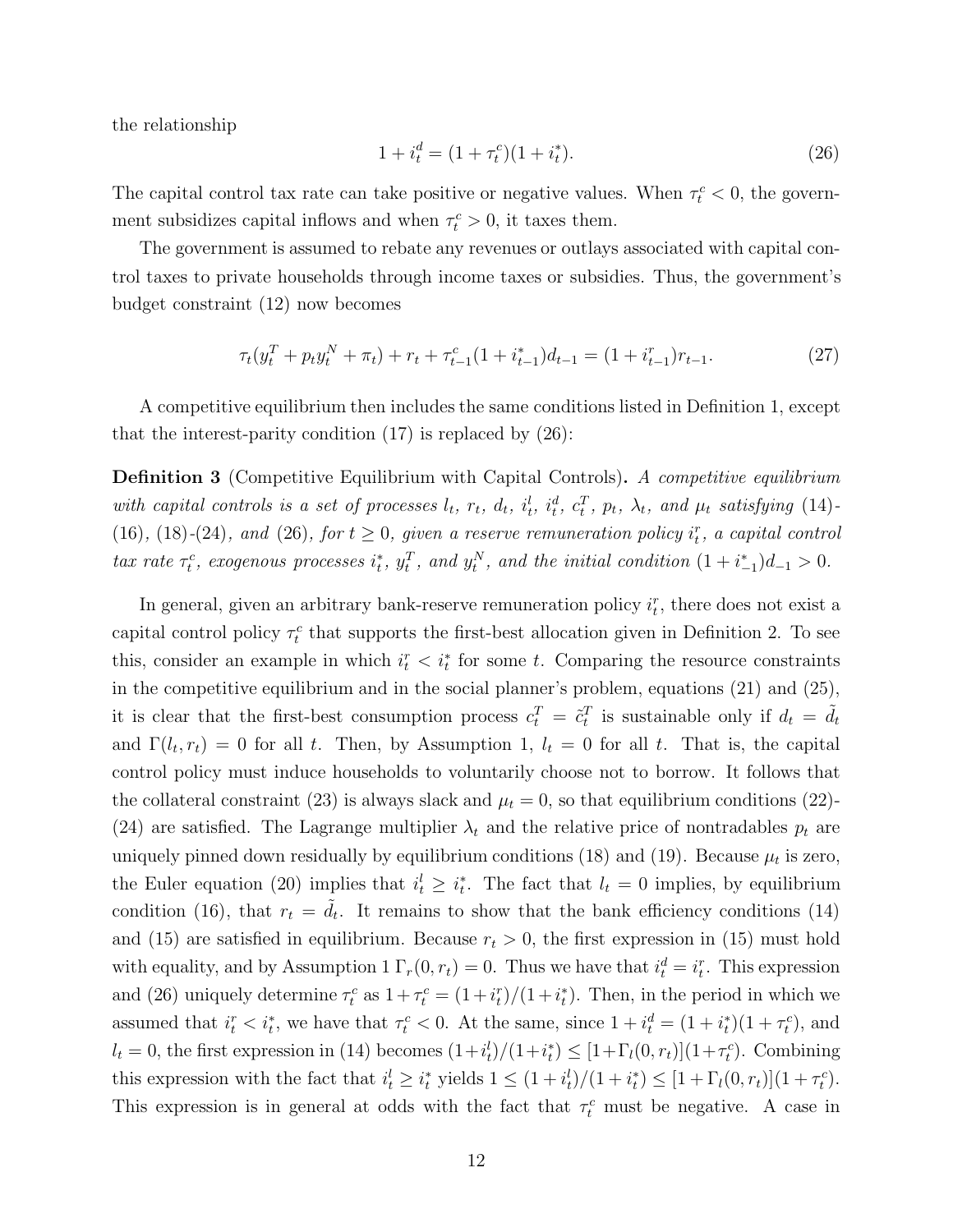the relationship

$$1 + i_t^d = (1 + \tau_t^c)(1 + i_t^*). \tag{26}$$

The capital control tax rate can take positive or negative values. When $\tau_t^c < 0$, the government subsidizes capital inflows and when $\tau_t^c > 0$, it taxes them.

The government is assumed to rebate any revenues or outlays associated with capital control taxes to private households through income taxes or subsidies. Thus, the government's budget constraint (12) now becomes

$$\tau_t(y_t^T + p_t y_t^N + \pi_t) + r_t + \tau_{t-1}^c(1 + i_{t-1}^*)d_{t-1} = (1 + i_{t-1}^r)r_{t-1}. \tag{27}$$

A competitive equilibrium then includes the same conditions listed in Definition 1, except that the interest-parity condition (17) is replaced by (26):

**Definition 3** (Competitive Equilibrium with Capital Controls)**.** *A competitive equilibrium with capital controls is a set of processes $l_t$, $r_t$, $d_t$, $i_t^l$, $i_t^d$, $c_t^T$, $p_t$, $\lambda_t$, and $\mu_t$ satisfying* (14)*-*(16)*,* (18)*-*(24)*, and* (26)*, for $t \geq 0$, given a reserve remuneration policy $i_t^r$, a capital control tax rate $\tau_t^c$, exogenous processes $i_t^*$, $y_t^T$, and $y_t^N$, and the initial condition $(1 + i_{-1}^*)d_{-1} > 0$.*

In general, given an arbitrary bank-reserve remuneration policy $i_t^r$, there does not exist a capital control policy $\tau_t^c$ that supports the first-best allocation given in Definition 2. To see this, consider an example in which $i_t^r < i_t^*$ for some $t$. Comparing the resource constraints in the competitive equilibrium and in the social planner's problem, equations (21) and (25), it is clear that the first-best consumption process $c_t^T = \tilde{c}_t^T$ is sustainable only if $d_t = \tilde{d}_t$ and $\Gamma(l_t, r_t) = 0$ for all $t$. Then, by Assumption 1, $l_t = 0$ for all $t$. That is, the capital control policy must induce households to voluntarily choose not to borrow. It follows that the collateral constraint (23) is always slack and $\mu_t = 0$, so that equilibrium conditions (22)-(24) are satisfied. The Lagrange multiplier $\lambda_t$ and the relative price of nontradables $p_t$ are uniquely pinned down residually by equilibrium conditions (18) and (19). Because $\mu_t$ is zero, the Euler equation (20) implies that $i_t^l \geq i_t^*$. The fact that $l_t = 0$ implies, by equilibrium condition (16), that $r_t = \tilde{d}_t$. It remains to show that the bank efficiency conditions (14) and (15) are satisfied in equilibrium. Because $r_t > 0$, the first expression in (15) must hold with equality, and by Assumption 1 $\Gamma_r(0, r_t) = 0$. Thus we have that $i_t^d = i_t^r$. This expression and (26) uniquely determine $\tau_t^c$ as $1 + \tau_t^c = (1 + i_t^r)/(1 + i_t^*)$. Then, in the period in which we assumed that $i_t^r < i_t^*$, we have that $\tau_t^c < 0$. At the same, since $1 + i_t^d = (1 + i_t^*)(1 + \tau_t^c)$, and $l_t = 0$, the first expression in (14) becomes $(1 + i_t^l)/(1 + i_t^*) \leq [1 + \Gamma_l(0, r_t)](1 + \tau_t^c)$. Combining this expression with the fact that $i_t^l \geq i_t^*$ yields $1 \leq (1 + i_t^l)/(1 + i_t^*) \leq [1 + \Gamma_l(0, r_t)](1 + \tau_t^c)$. This expression is in general at odds with the fact that $\tau_t^c$ must be negative. A case in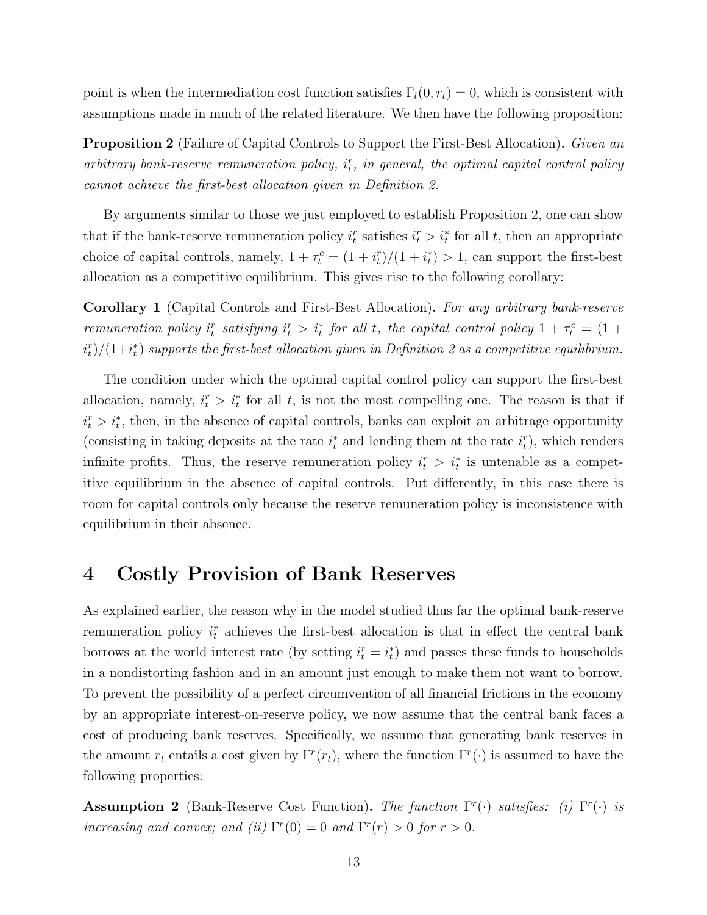point is when the intermediation cost function satisfies $\Gamma_l(0, r_t) = 0$, which is consistent with assumptions made in much of the related literature. We then have the following proposition:

**Proposition 2** (Failure of Capital Controls to Support the First-Best Allocation)**.** *Given an arbitrary bank-reserve remuneration policy, $i_t^r$, in general, the optimal capital control policy cannot achieve the first-best allocation given in Definition 2.*

By arguments similar to those we just employed to establish Proposition 2, one can show that if the bank-reserve remuneration policy $i_t^r$ satisfies $i_t^r > i_t^*$ for all $t$, then an appropriate choice of capital controls, namely, $1 + \tau_t^c = (1 + i_t^r)/(1 + i_t^*) > 1$, can support the first-best allocation as a competitive equilibrium. This gives rise to the following corollary:

**Corollary 1** (Capital Controls and First-Best Allocation)**.** *For any arbitrary bank-reserve remuneration policy $i_t^r$ satisfying $i_t^r > i_t^*$ for all $t$, the capital control policy $1 + \tau_t^c = (1 + i_t^r)/(1+i_t^*)$ supports the first-best allocation given in Definition 2 as a competitive equilibrium.*

The condition under which the optimal capital control policy can support the first-best allocation, namely, $i_t^r > i_t^*$ for all $t$, is not the most compelling one. The reason is that if $i_t^r > i_t^*$, then, in the absence of capital controls, banks can exploit an arbitrage opportunity (consisting in taking deposits at the rate $i_t^*$ and lending them at the rate $i_t^r$), which renders infinite profits. Thus, the reserve remuneration policy $i_t^r > i_t^*$ is untenable as a competitive equilibrium in the absence of capital controls. Put differently, in this case there is room for capital controls only because the reserve remuneration policy is inconsistence with equilibrium in their absence.

# 4 Costly Provision of Bank Reserves

As explained earlier, the reason why in the model studied thus far the optimal bank-reserve remuneration policy $i_t^r$ achieves the first-best allocation is that in effect the central bank borrows at the world interest rate (by setting $i_t^r = i_t^*$) and passes these funds to households in a nondistorting fashion and in an amount just enough to make them not want to borrow. To prevent the possibility of a perfect circumvention of all financial frictions in the economy by an appropriate interest-on-reserve policy, we now assume that the central bank faces a cost of producing bank reserves. Specifically, we assume that generating bank reserves in the amount $r_t$ entails a cost given by $\Gamma^r(r_t)$, where the function $\Gamma^r(\cdot)$ is assumed to have the following properties:

**Assumption 2** (Bank-Reserve Cost Function)**.** *The function $\Gamma^r(\cdot)$ satisfies: (i) $\Gamma^r(\cdot)$ is increasing and convex; and (ii) $\Gamma^r(0) = 0$ and $\Gamma^r(r) > 0$ for $r > 0$.*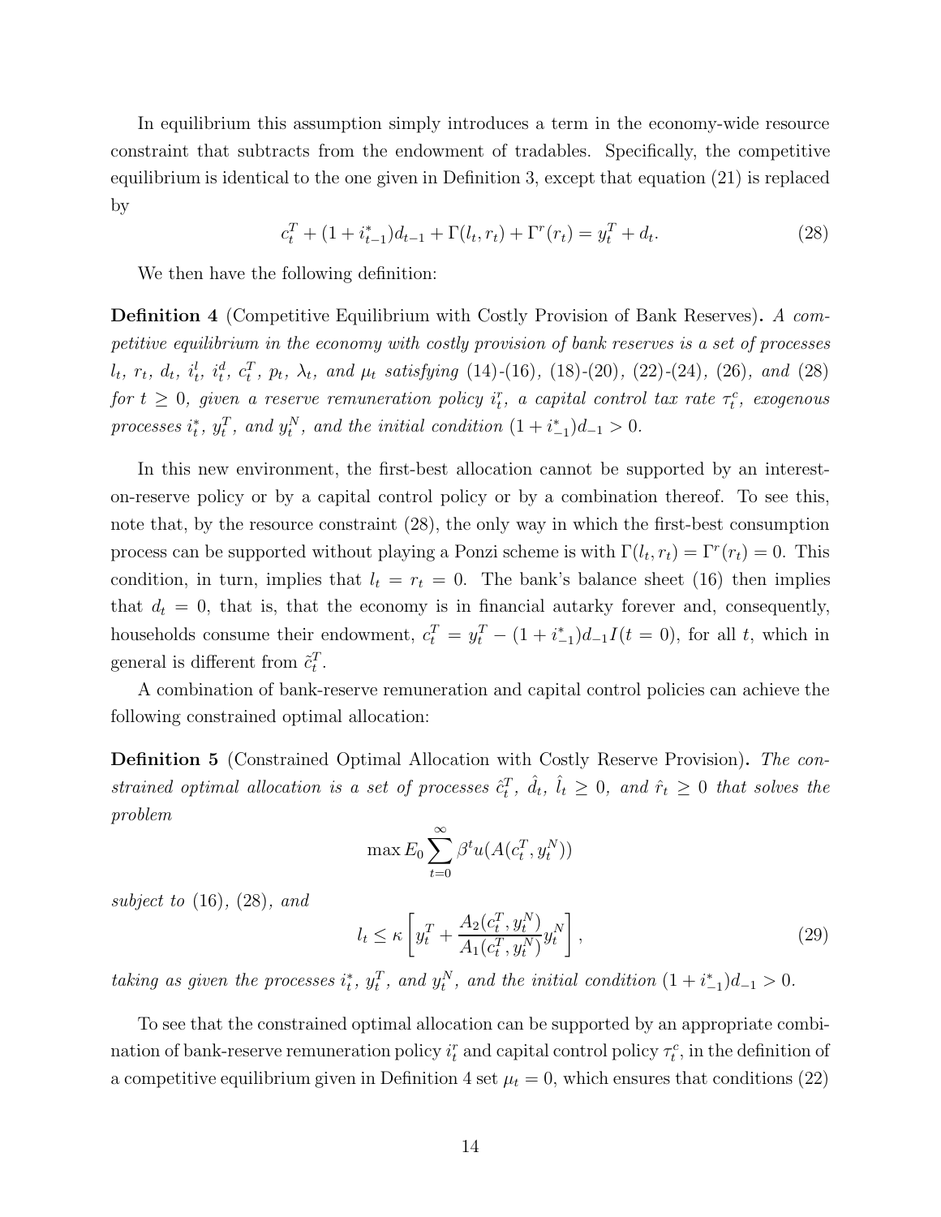In equilibrium this assumption simply introduces a term in the economy-wide resource constraint that subtracts from the endowment of tradables. Specifically, the competitive equilibrium is identical to the one given in Definition 3, except that equation (21) is replaced by

$$c_t^T + (1 + i_{t-1}^*)d_{t-1} + \Gamma(l_t, r_t) + \Gamma^r(r_t) = y_t^T + d_t. \tag{28}$$

We then have the following definition:

**Definition 4** (Competitive Equilibrium with Costly Provision of Bank Reserves)**.** *A competitive equilibrium in the economy with costly provision of bank reserves is a set of processes $l_t$, $r_t$, $d_t$, $i_t^l$, $i_t^d$, $c_t^T$, $p_t$, $\lambda_t$, and $\mu_t$ satisfying* (14)*-*(16)*,* (18)*-*(20)*,* (22)*-*(24)*,* (26)*, and* (28) *for $t \geq 0$, given a reserve remuneration policy $i_t^r$, a capital control tax rate $\tau_t^c$, exogenous processes $i_t^*$, $y_t^T$, and $y_t^N$, and the initial condition $(1 + i_{-1}^*)d_{-1} > 0$.*

In this new environment, the first-best allocation cannot be supported by an interest-on-reserve policy or by a capital control policy or by a combination thereof. To see this, note that, by the resource constraint (28), the only way in which the first-best consumption process can be supported without playing a Ponzi scheme is with $\Gamma(l_t, r_t) = \Gamma^r(r_t) = 0$. This condition, in turn, implies that $l_t = r_t = 0$. The bank's balance sheet (16) then implies that $d_t = 0$, that is, that the economy is in financial autarky forever and, consequently, households consume their endowment, $c_t^T = y_t^T - (1 + i_{-1}^*)d_{-1}I(t = 0)$, for all $t$, which in general is different from $\tilde{c}_t^T$.

A combination of bank-reserve remuneration and capital control policies can achieve the following constrained optimal allocation:

**Definition 5** (Constrained Optimal Allocation with Costly Reserve Provision)**.** *The constrained optimal allocation is a set of processes $\hat{c}_t^T$, $\hat{d}_t$, $\hat{l}_t \geq 0$, and $\hat{r}_t \geq 0$ that solves the problem*

$$\max E_0 \sum_{t=0}^{\infty} \beta^t u(A(c_t^T, y_t^N))$$

*subject to* (16)*,* (28)*, and*

$$l_t \leq \kappa \left[ y_t^T + \frac{A_2(c_t^T, y_t^N)}{A_1(c_t^T, y_t^N)} y_t^N \right], \tag{29}$$

*taking as given the processes $i_t^*$, $y_t^T$, and $y_t^N$, and the initial condition $(1 + i_{-1}^*)d_{-1} > 0$.*

To see that the constrained optimal allocation can be supported by an appropriate combination of bank-reserve remuneration policy $i_t^r$ and capital control policy $\tau_t^c$, in the definition of a competitive equilibrium given in Definition 4 set $\mu_t = 0$, which ensures that conditions (22)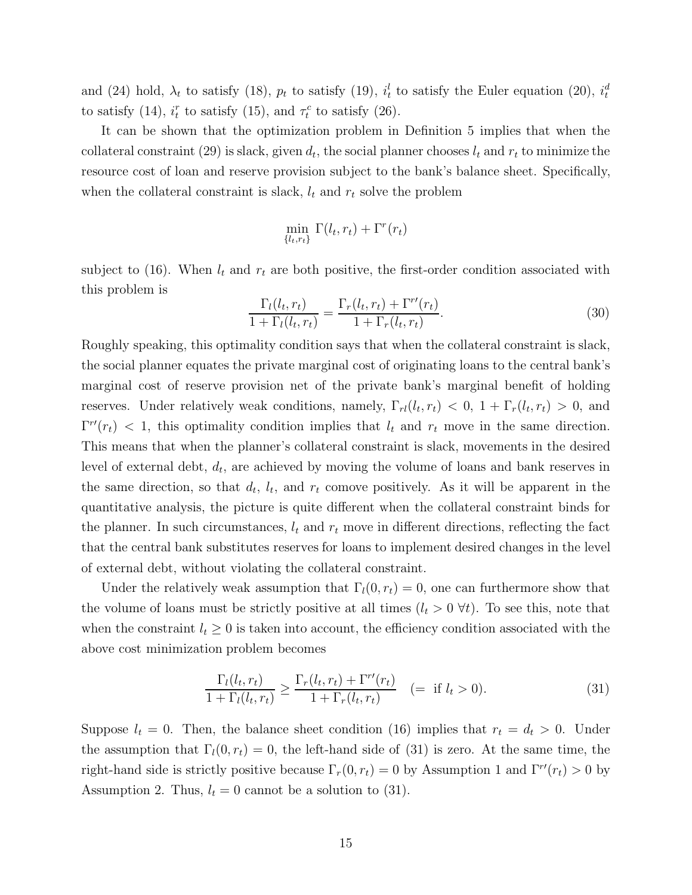and (24) hold, $\lambda_t$ to satisfy (18), $p_t$ to satisfy (19), $i_t^l$ to satisfy the Euler equation (20), $i_t^d$ to satisfy (14), $i_t^r$ to satisfy (15), and $\tau_t^c$ to satisfy (26).

It can be shown that the optimization problem in Definition 5 implies that when the collateral constraint (29) is slack, given $d_t$, the social planner chooses $l_t$ and $r_t$ to minimize the resource cost of loan and reserve provision subject to the bank's balance sheet. Specifically, when the collateral constraint is slack, $l_t$ and $r_t$ solve the problem

$$\min_{\{l_t, r_t\}} \Gamma(l_t, r_t) + \Gamma^r(r_t)$$

subject to (16). When $l_t$ and $r_t$ are both positive, the first-order condition associated with this problem is

$$\frac{\Gamma_l(l_t, r_t)}{1 + \Gamma_l(l_t, r_t)} = \frac{\Gamma_r(l_t, r_t) + \Gamma^{r\prime}(r_t)}{1 + \Gamma_r(l_t, r_t)}. \tag{30}$$

Roughly speaking, this optimality condition says that when the collateral constraint is slack, the social planner equates the private marginal cost of originating loans to the central bank's marginal cost of reserve provision net of the private bank's marginal benefit of holding reserves. Under relatively weak conditions, namely, $\Gamma_{rl}(l_t, r_t) < 0$, $1 + \Gamma_r(l_t, r_t) > 0$, and $\Gamma^{r\prime}(r_t) < 1$, this optimality condition implies that $l_t$ and $r_t$ move in the same direction. This means that when the planner's collateral constraint is slack, movements in the desired level of external debt, $d_t$, are achieved by moving the volume of loans and bank reserves in the same direction, so that $d_t$, $l_t$, and $r_t$ comove positively. As it will be apparent in the quantitative analysis, the picture is quite different when the collateral constraint binds for the planner. In such circumstances, $l_t$ and $r_t$ move in different directions, reflecting the fact that the central bank substitutes reserves for loans to implement desired changes in the level of external debt, without violating the collateral constraint.

Under the relatively weak assumption that $\Gamma_l(0, r_t) = 0$, one can furthermore show that the volume of loans must be strictly positive at all times ($l_t > 0 \ \forall t$). To see this, note that when the constraint $l_t \geq 0$ is taken into account, the efficiency condition associated with the above cost minimization problem becomes

$$\frac{\Gamma_l(l_t, r_t)}{1 + \Gamma_l(l_t, r_t)} \geq \frac{\Gamma_r(l_t, r_t) + \Gamma^{r\prime}(r_t)}{1 + \Gamma_r(l_t, r_t)} \quad (= \text{ if } l_t > 0). \tag{31}$$

Suppose $l_t = 0$. Then, the balance sheet condition (16) implies that $r_t = d_t > 0$. Under the assumption that $\Gamma_l(0, r_t) = 0$, the left-hand side of (31) is zero. At the same time, the right-hand side is strictly positive because $\Gamma_r(0, r_t) = 0$ by Assumption 1 and $\Gamma^{r\prime}(r_t) > 0$ by Assumption 2. Thus, $l_t = 0$ cannot be a solution to (31).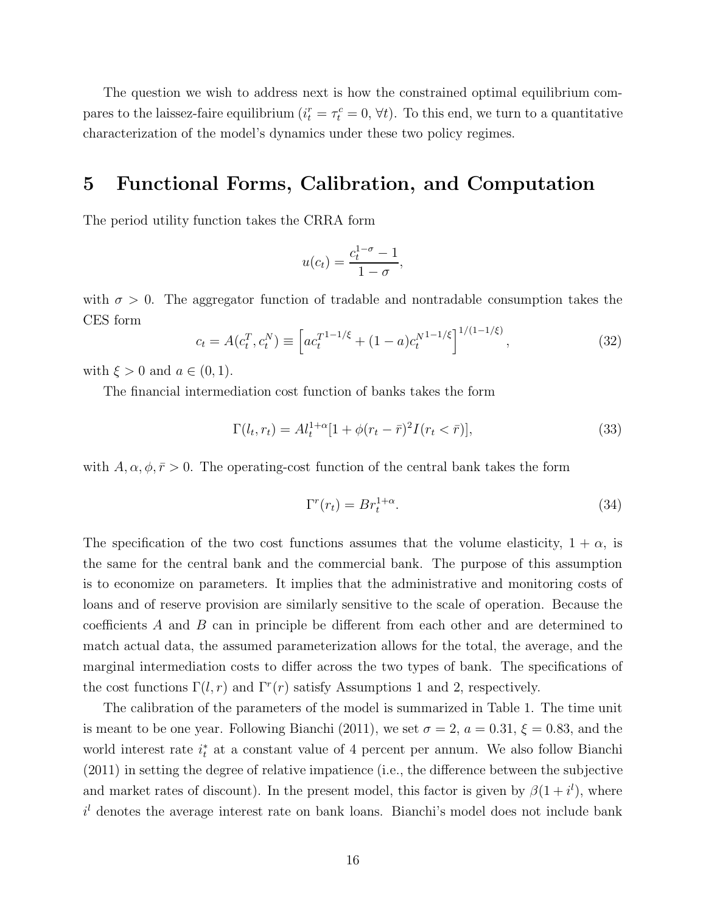The question we wish to address next is how the constrained optimal equilibrium compares to the laissez-faire equilibrium ($i_t^r = \tau_t^c = 0$, $\forall t$). To this end, we turn to a quantitative characterization of the model's dynamics under these two policy regimes.

# 5 Functional Forms, Calibration, and Computation

The period utility function takes the CRRA form

$$u(c_t) = \frac{c_t^{1-\sigma} - 1}{1-\sigma},$$

with $\sigma > 0$. The aggregator function of tradable and nontradable consumption takes the CES form

$$c_t = A(c_t^T, c_t^N) \equiv \left[ a c_t^{T^{1-1/\xi}} + (1-a) c_t^{N^{1-1/\xi}} \right]^{1/(1-1/\xi)}, \tag{32}$$

with $\xi > 0$ and $a \in (0, 1)$.

The financial intermediation cost function of banks takes the form

$$\Gamma(l_t, r_t) = A l_t^{1+\alpha} [1 + \phi (r_t - \bar{r})^2 I(r_t < \bar{r})], \tag{33}$$

with $A, \alpha, \phi, \bar{r} > 0$. The operating-cost function of the central bank takes the form

$$\Gamma^r(r_t) = B r_t^{1+\alpha}. \tag{34}$$

The specification of the two cost functions assumes that the volume elasticity, $1 + \alpha$, is the same for the central bank and the commercial bank. The purpose of this assumption is to economize on parameters. It implies that the administrative and monitoring costs of loans and of reserve provision are similarly sensitive to the scale of operation. Because the coefficients $A$ and $B$ can in principle be different from each other and are determined to match actual data, the assumed parameterization allows for the total, the average, and the marginal intermediation costs to differ across the two types of bank. The specifications of the cost functions $\Gamma(l, r)$ and $\Gamma^r(r)$ satisfy Assumptions 1 and 2, respectively.

The calibration of the parameters of the model is summarized in Table 1. The time unit is meant to be one year. Following Bianchi (2011), we set $\sigma = 2$, $a = 0.31$, $\xi = 0.83$, and the world interest rate $i_t^*$ at a constant value of 4 percent per annum. We also follow Bianchi (2011) in setting the degree of relative impatience (i.e., the difference between the subjective and market rates of discount). In the present model, this factor is given by $\beta(1 + i^l)$, where $i^l$ denotes the average interest rate on bank loans. Bianchi's model does not include bank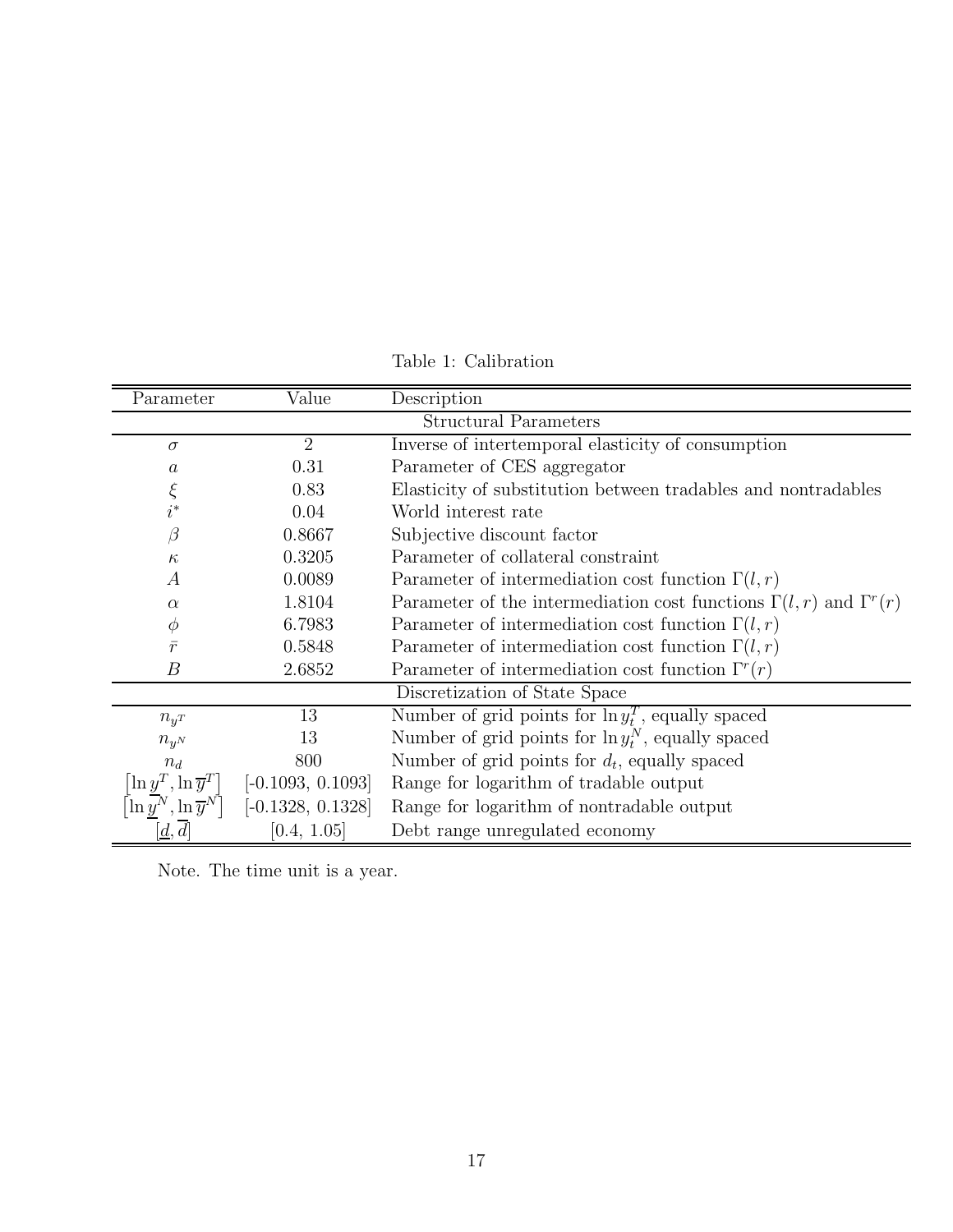Table 1: Calibration

| Parameter | Value | Description |
|---|---|---|
| | | Structural Parameters |
| $\sigma$ | 2 | Inverse of intertemporal elasticity of consumption |
| $a$ | 0.31 | Parameter of CES aggregator |
| $\xi$ | 0.83 | Elasticity of substitution between tradables and nontradables |
| $i^*$ | 0.04 | World interest rate |
| $\beta$ | 0.8667 | Subjective discount factor |
| $\kappa$ | 0.3205 | Parameter of collateral constraint |
| $A$ | 0.0089 | Parameter of intermediation cost function $\Gamma(l, r)$ |
| $\alpha$ | 1.8104 | Parameter of the intermediation cost functions $\Gamma(l, r)$ and $\Gamma^r(r)$ |
| $\phi$ | 6.7983 | Parameter of intermediation cost function $\Gamma(l, r)$ |
| $\bar{r}$ | 0.5848 | Parameter of intermediation cost function $\Gamma(l, r)$ |
| $B$ | 2.6852 | Parameter of intermediation cost function $\Gamma^r(r)$ |
| | | Discretization of State Space |
| $n_{y^T}$ | 13 | Number of grid points for $\ln y_t^T$, equally spaced |
| $n_{y^N}$ | 13 | Number of grid points for $\ln y_t^N$, equally spaced |
| $n_d$ | 800 | Number of grid points for $d_t$, equally spaced |
| $\left[\ln \underline{y}^T, \ln \overline{y}^T\right]$ | [-0.1093, 0.1093] | Range for logarithm of tradable output |
| $\left[\ln \underline{y}^N, \ln \overline{y}^N\right]$ | [-0.1328, 0.1328] | Range for logarithm of nontradable output |
| $[\underline{d}, \overline{d}]$ | [0.4, 1.05] | Debt range unregulated economy |

Note. The time unit is a year.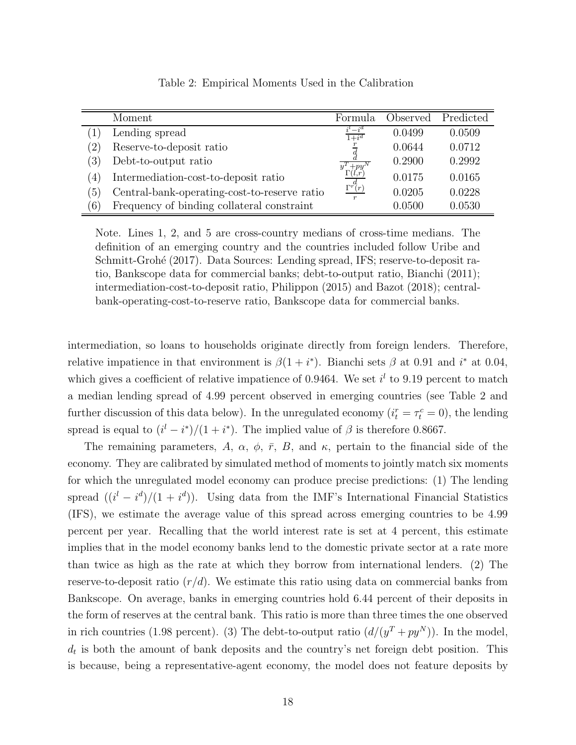Table 2: Empirical Moments Used in the Calibration

| | Moment | Formula | Observed | Predicted |
|---|---|---|---|---|
| (1) | Lending spread | $\frac{i^l - i^d}{1+i^d}$ | 0.0499 | 0.0509 |
| (2) | Reserve-to-deposit ratio | $\frac{r}{d}$ | 0.0644 | 0.0712 |
| (3) | Debt-to-output ratio | $\frac{d}{y^T + py^N}$ | 0.2900 | 0.2992 |
| (4) | Intermediation-cost-to-deposit ratio | $\frac{\Gamma(l,r)}{d}$ | 0.0175 | 0.0165 |
| (5) | Central-bank-operating-cost-to-reserve ratio | $\frac{\Gamma^r(r)}{r}$ | 0.0205 | 0.0228 |
| (6) | Frequency of binding collateral constraint | | 0.0500 | 0.0530 |

Note. Lines 1, 2, and 5 are cross-country medians of cross-time medians. The definition of an emerging country and the countries included follow Uribe and Schmitt-Grohé (2017). Data Sources: Lending spread, IFS; reserve-to-deposit ratio, Bankscope data for commercial banks; debt-to-output ratio, Bianchi (2011); intermediation-cost-to-deposit ratio, Philippon (2015) and Bazot (2018); central-bank-operating-cost-to-reserve ratio, Bankscope data for commercial banks.

intermediation, so loans to households originate directly from foreign lenders. Therefore, relative impatience in that environment is $\beta(1 + i^*)$. Bianchi sets $\beta$ at 0.91 and $i^*$ at 0.04, which gives a coefficient of relative impatience of 0.9464. We set $i^l$ to 9.19 percent to match a median lending spread of 4.99 percent observed in emerging countries (see Table 2 and further discussion of this data below). In the unregulated economy ($i_t^r = \tau_t^c = 0$), the lending spread is equal to $(i^l - i^*)/(1 + i^*)$. The implied value of $\beta$ is therefore 0.8667.

The remaining parameters, $A$, $\alpha$, $\phi$, $\bar{r}$, $B$, and $\kappa$, pertain to the financial side of the economy. They are calibrated by simulated method of moments to jointly match six moments for which the unregulated model economy can produce precise predictions: (1) The lending spread ($(i^l - i^d)/(1 + i^d)$). Using data from the IMF's International Financial Statistics (IFS), we estimate the average value of this spread across emerging countries to be 4.99 percent per year. Recalling that the world interest rate is set at 4 percent, this estimate implies that in the model economy banks lend to the domestic private sector at a rate more than twice as high as the rate at which they borrow from international lenders. (2) The reserve-to-deposit ratio ($r/d$). We estimate this ratio using data on commercial banks from Bankscope. On average, banks in emerging countries hold 6.44 percent of their deposits in the form of reserves at the central bank. This ratio is more than three times the one observed in rich countries (1.98 percent). (3) The debt-to-output ratio ($d/(y^T + py^N)$). In the model, $d_t$ is both the amount of bank deposits and the country's net foreign debt position. This is because, being a representative-agent economy, the model does not feature deposits by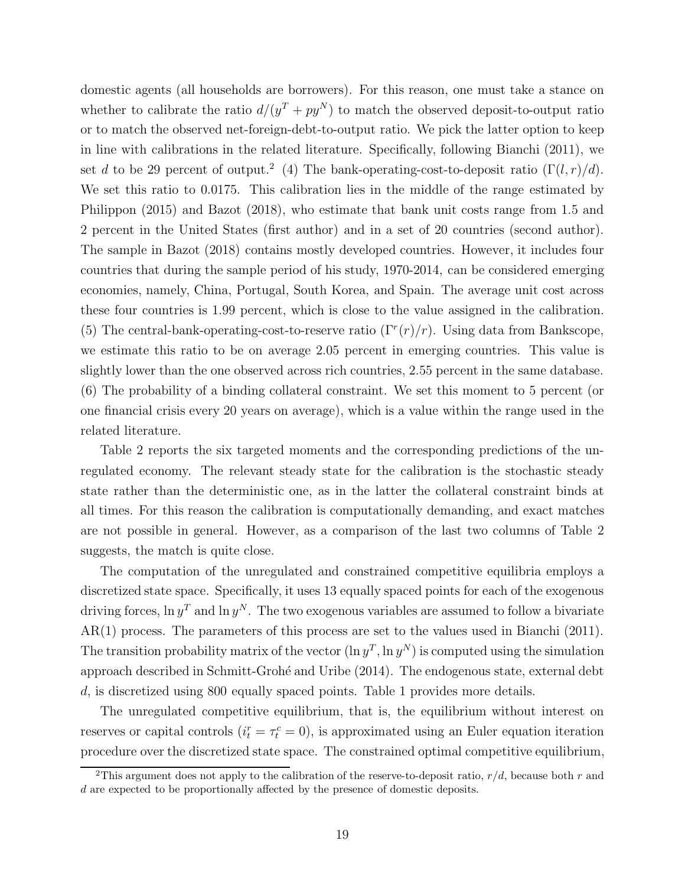domestic agents (all households are borrowers). For this reason, one must take a stance on whether to calibrate the ratio $d/(y^T + py^N)$ to match the observed deposit-to-output ratio or to match the observed net-foreign-debt-to-output ratio. We pick the latter option to keep in line with calibrations in the related literature. Specifically, following Bianchi (2011), we set $d$ to be 29 percent of output.[2] (4) The bank-operating-cost-to-deposit ratio ($\Gamma(l, r)/d$). We set this ratio to 0.0175. This calibration lies in the middle of the range estimated by Philippon (2015) and Bazot (2018), who estimate that bank unit costs range from 1.5 and 2 percent in the United States (first author) and in a set of 20 countries (second author). The sample in Bazot (2018) contains mostly developed countries. However, it includes four countries that during the sample period of his study, 1970-2014, can be considered emerging economies, namely, China, Portugal, South Korea, and Spain. The average unit cost across these four countries is 1.99 percent, which is close to the value assigned in the calibration. (5) The central-bank-operating-cost-to-reserve ratio ($\Gamma^r(r)/r$). Using data from Bankscope, we estimate this ratio to be on average 2.05 percent in emerging countries. This value is slightly lower than the one observed across rich countries, 2.55 percent in the same database. (6) The probability of a binding collateral constraint. We set this moment to 5 percent (or one financial crisis every 20 years on average), which is a value within the range used in the related literature.

Table 2 reports the six targeted moments and the corresponding predictions of the unregulated economy. The relevant steady state for the calibration is the stochastic steady state rather than the deterministic one, as in the latter the collateral constraint binds at all times. For this reason the calibration is computationally demanding, and exact matches are not possible in general. However, as a comparison of the last two columns of Table 2 suggests, the match is quite close.

The computation of the unregulated and constrained competitive equilibria employs a discretized state space. Specifically, it uses 13 equally spaced points for each of the exogenous driving forces, $\ln y^T$ and $\ln y^N$. The two exogenous variables are assumed to follow a bivariate AR(1) process. The parameters of this process are set to the values used in Bianchi (2011). The transition probability matrix of the vector $(\ln y^T, \ln y^N)$ is computed using the simulation approach described in Schmitt-Grohé and Uribe (2014). The endogenous state, external debt $d$, is discretized using 800 equally spaced points. Table 1 provides more details.

The unregulated competitive equilibrium, that is, the equilibrium without interest on reserves or capital controls ($i_t^r = \tau_t^c = 0$), is approximated using an Euler equation iteration procedure over the discretized state space. The constrained optimal competitive equilibrium,

[2] This argument does not apply to the calibration of the reserve-to-deposit ratio, $r/d$, because both $r$ and $d$ are expected to be proportionally affected by the presence of domestic deposits.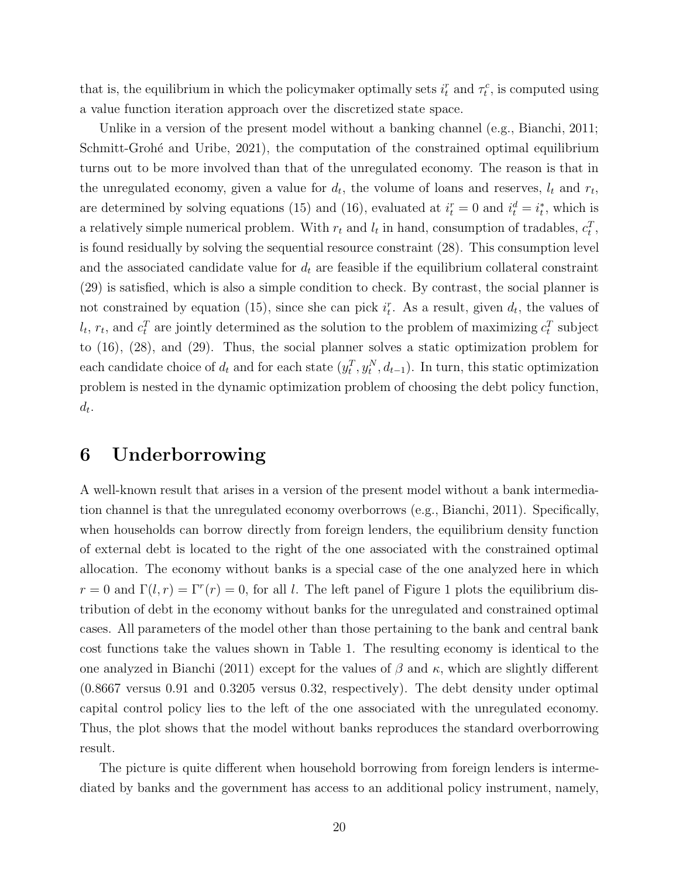that is, the equilibrium in which the policymaker optimally sets $i_t^r$ and $\tau_t^c$, is computed using a value function iteration approach over the discretized state space.

Unlike in a version of the present model without a banking channel (e.g., Bianchi, 2011; Schmitt-Grohé and Uribe, 2021), the computation of the constrained optimal equilibrium turns out to be more involved than that of the unregulated economy. The reason is that in the unregulated economy, given a value for $d_t$, the volume of loans and reserves, $l_t$ and $r_t$, are determined by solving equations (15) and (16), evaluated at $i_t^r = 0$ and $i_t^d = i_t^*$, which is a relatively simple numerical problem. With $r_t$ and $l_t$ in hand, consumption of tradables, $c_t^T$, is found residually by solving the sequential resource constraint (28). This consumption level and the associated candidate value for $d_t$ are feasible if the equilibrium collateral constraint (29) is satisfied, which is also a simple condition to check. By contrast, the social planner is not constrained by equation (15), since she can pick $i_t^r$. As a result, given $d_t$, the values of $l_t$, $r_t$, and $c_t^T$ are jointly determined as the solution to the problem of maximizing $c_t^T$ subject to (16), (28), and (29). Thus, the social planner solves a static optimization problem for each candidate choice of $d_t$ and for each state $(y_t^T, y_t^N, d_{t-1})$. In turn, this static optimization problem is nested in the dynamic optimization problem of choosing the debt policy function, $d_t$.

# 6 Underborrowing

A well-known result that arises in a version of the present model without a bank intermediation channel is that the unregulated economy overborrows (e.g., Bianchi, 2011). Specifically, when households can borrow directly from foreign lenders, the equilibrium density function of external debt is located to the right of the one associated with the constrained optimal allocation. The economy without banks is a special case of the one analyzed here in which $r = 0$ and $\Gamma(l, r) = \Gamma^r(r) = 0$, for all $l$. The left panel of Figure 1 plots the equilibrium distribution of debt in the economy without banks for the unregulated and constrained optimal cases. All parameters of the model other than those pertaining to the bank and central bank cost functions take the values shown in Table 1. The resulting economy is identical to the one analyzed in Bianchi (2011) except for the values of $\beta$ and $\kappa$, which are slightly different (0.8667 versus 0.91 and 0.3205 versus 0.32, respectively). The debt density under optimal capital control policy lies to the left of the one associated with the unregulated economy. Thus, the plot shows that the model without banks reproduces the standard overborrowing result.

The picture is quite different when household borrowing from foreign lenders is intermediated by banks and the government has access to an additional policy instrument, namely,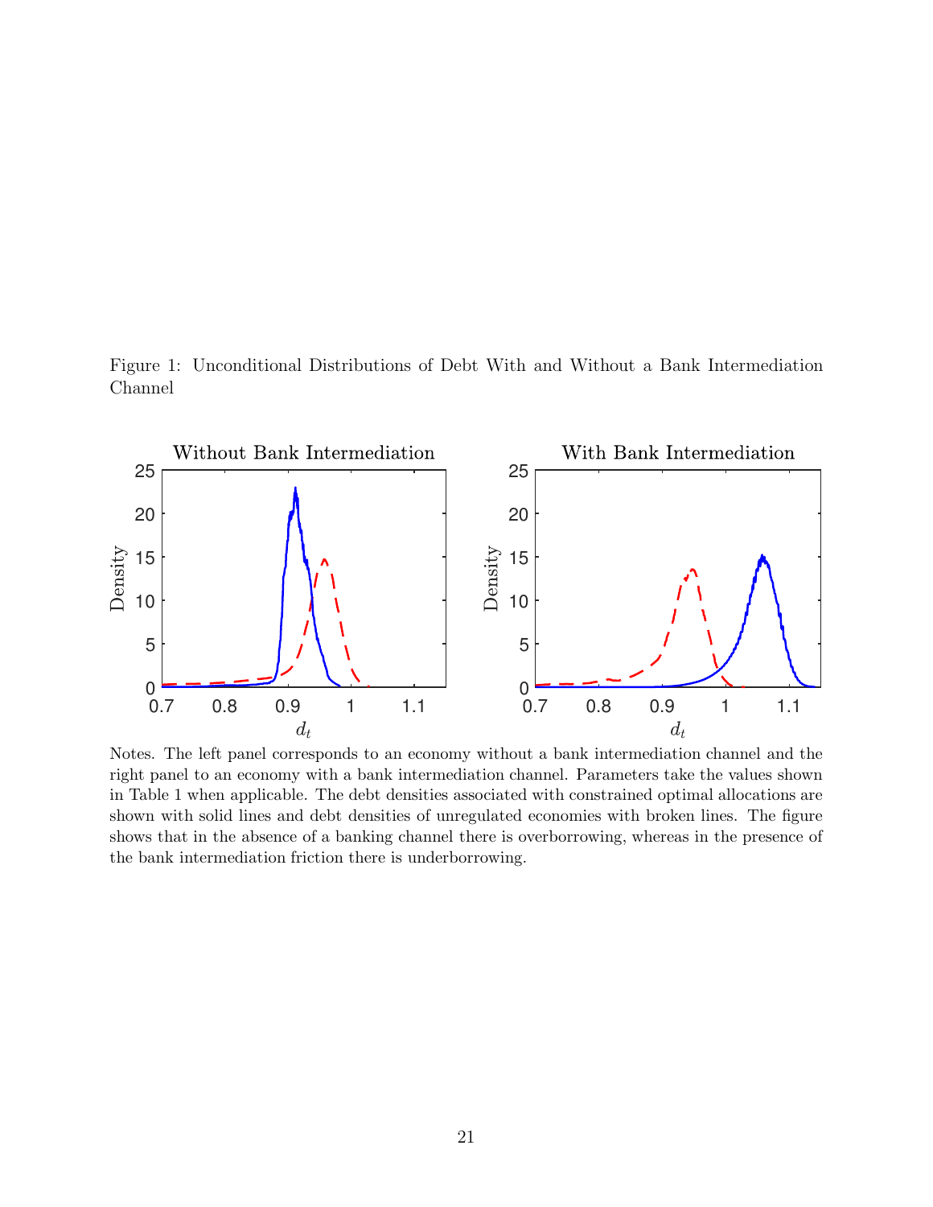Figure 1: Unconditional Distributions of Debt With and Without a Bank Intermediation Channel

Notes. The left panel corresponds to an economy without a bank intermediation channel and the right panel to an economy with a bank intermediation channel. Parameters take the values shown in Table 1 when applicable. The debt densities associated with constrained optimal allocations are shown with solid lines and debt densities of unregulated economies with broken lines. The figure shows that in the absence of a banking channel there is overborrowing, whereas in the presence of the bank intermediation friction there is underborrowing.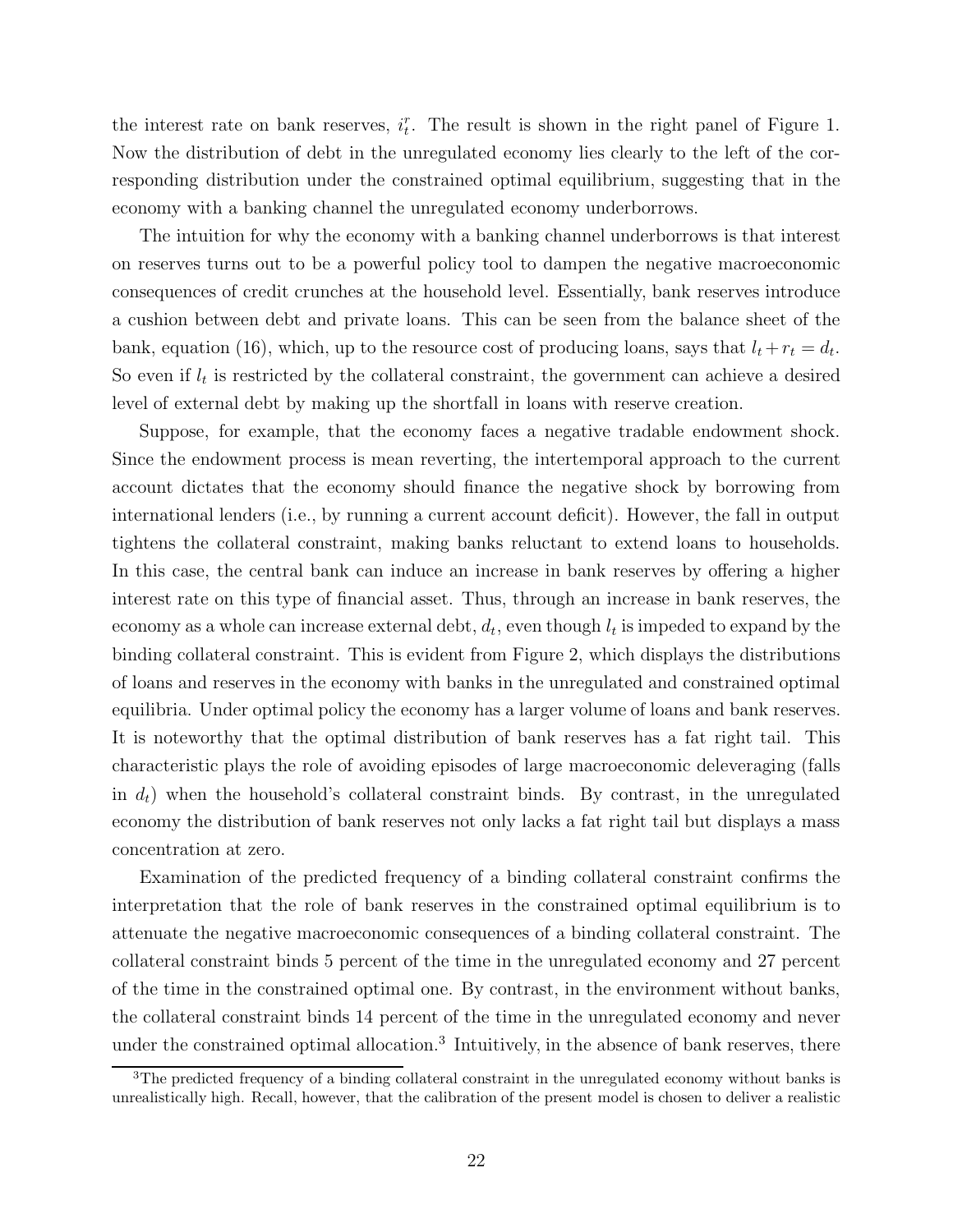the interest rate on bank reserves, $i_t^r$. The result is shown in the right panel of Figure 1. Now the distribution of debt in the unregulated economy lies clearly to the left of the corresponding distribution under the constrained optimal equilibrium, suggesting that in the economy with a banking channel the unregulated economy underborrows.

The intuition for why the economy with a banking channel underborrows is that interest on reserves turns out to be a powerful policy tool to dampen the negative macroeconomic consequences of credit crunches at the household level. Essentially, bank reserves introduce a cushion between debt and private loans. This can be seen from the balance sheet of the bank, equation (16), which, up to the resource cost of producing loans, says that $l_t + r_t = d_t$. So even if $l_t$ is restricted by the collateral constraint, the government can achieve a desired level of external debt by making up the shortfall in loans with reserve creation.

Suppose, for example, that the economy faces a negative tradable endowment shock. Since the endowment process is mean reverting, the intertemporal approach to the current account dictates that the economy should finance the negative shock by borrowing from international lenders (i.e., by running a current account deficit). However, the fall in output tightens the collateral constraint, making banks reluctant to extend loans to households. In this case, the central bank can induce an increase in bank reserves by offering a higher interest rate on this type of financial asset. Thus, through an increase in bank reserves, the economy as a whole can increase external debt, $d_t$, even though $l_t$ is impeded to expand by the binding collateral constraint. This is evident from Figure 2, which displays the distributions of loans and reserves in the economy with banks in the unregulated and constrained optimal equilibria. Under optimal policy the economy has a larger volume of loans and bank reserves. It is noteworthy that the optimal distribution of bank reserves has a fat right tail. This characteristic plays the role of avoiding episodes of large macroeconomic deleveraging (falls in $d_t$) when the household's collateral constraint binds. By contrast, in the unregulated economy the distribution of bank reserves not only lacks a fat right tail but displays a mass concentration at zero.

Examination of the predicted frequency of a binding collateral constraint confirms the interpretation that the role of bank reserves in the constrained optimal equilibrium is to attenuate the negative macroeconomic consequences of a binding collateral constraint. The collateral constraint binds 5 percent of the time in the unregulated economy and 27 percent of the time in the constrained optimal one. By contrast, in the environment without banks, the collateral constraint binds 14 percent of the time in the unregulated economy and never under the constrained optimal allocation.[3] Intuitively, in the absence of bank reserves, there

[3]The predicted frequency of a binding collateral constraint in the unregulated economy without banks is unrealistically high. Recall, however, that the calibration of the present model is chosen to deliver a realistic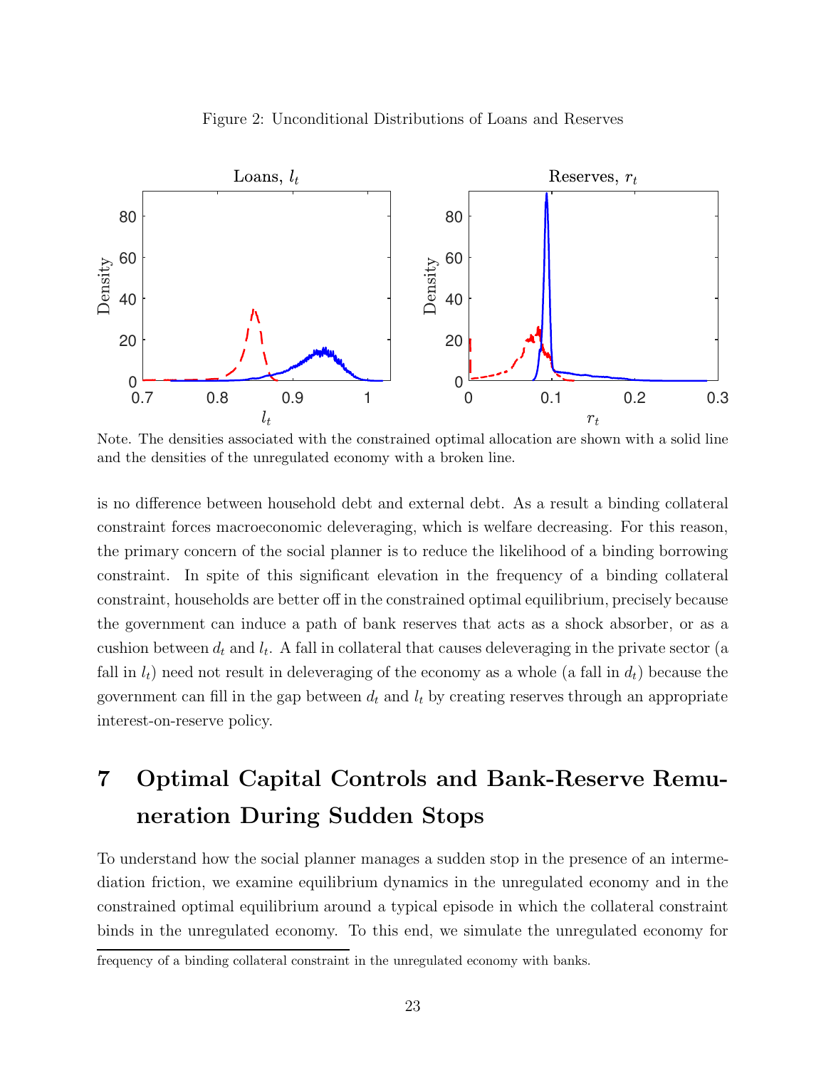Figure 2: Unconditional Distributions of Loans and Reserves

Note. The densities associated with the constrained optimal allocation are shown with a solid line and the densities of the unregulated economy with a broken line.

is no difference between household debt and external debt. As a result a binding collateral constraint forces macroeconomic deleveraging, which is welfare decreasing. For this reason, the primary concern of the social planner is to reduce the likelihood of a binding borrowing constraint. In spite of this significant elevation in the frequency of a binding collateral constraint, households are better off in the constrained optimal equilibrium, precisely because the government can induce a path of bank reserves that acts as a shock absorber, or as a cushion between $d_t$ and $l_t$. A fall in collateral that causes deleveraging in the private sector (a fall in $l_t$) need not result in deleveraging of the economy as a whole (a fall in $d_t$) because the government can fill in the gap between $d_t$ and $l_t$ by creating reserves through an appropriate interest-on-reserve policy.

# 7 Optimal Capital Controls and Bank-Reserve Remuneration During Sudden Stops

To understand how the social planner manages a sudden stop in the presence of an intermediation friction, we examine equilibrium dynamics in the unregulated economy and in the constrained optimal equilibrium around a typical episode in which the collateral constraint binds in the unregulated economy. To this end, we simulate the unregulated economy for

frequency of a binding collateral constraint in the unregulated economy with banks.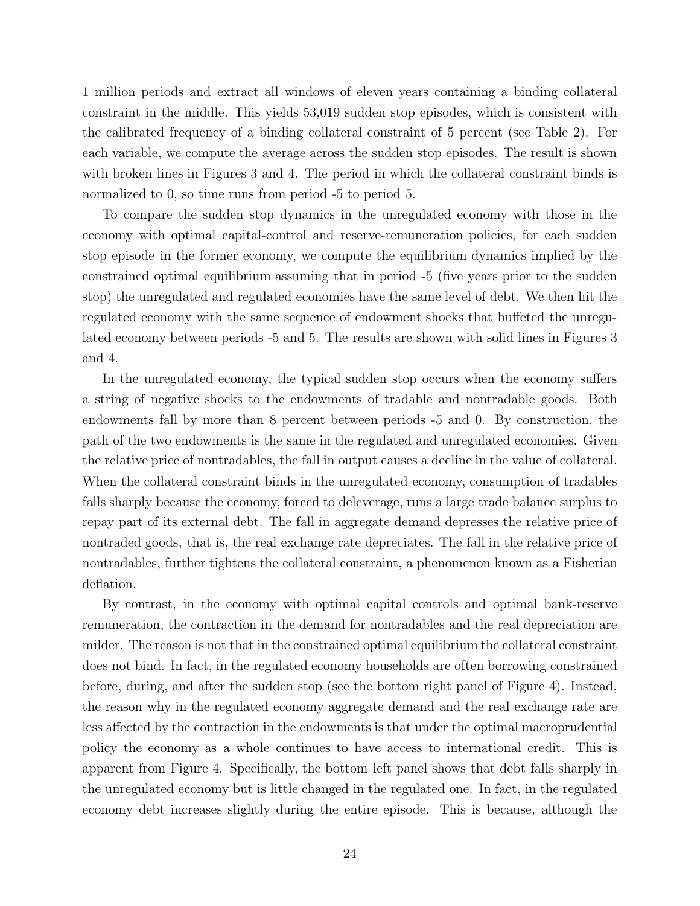1 million periods and extract all windows of eleven years containing a binding collateral constraint in the middle. This yields 53,019 sudden stop episodes, which is consistent with the calibrated frequency of a binding collateral constraint of 5 percent (see Table 2). For each variable, we compute the average across the sudden stop episodes. The result is shown with broken lines in Figures 3 and 4. The period in which the collateral constraint binds is normalized to 0, so time runs from period -5 to period 5.

To compare the sudden stop dynamics in the unregulated economy with those in the economy with optimal capital-control and reserve-remuneration policies, for each sudden stop episode in the former economy, we compute the equilibrium dynamics implied by the constrained optimal equilibrium assuming that in period -5 (five years prior to the sudden stop) the unregulated and regulated economies have the same level of debt. We then hit the regulated economy with the same sequence of endowment shocks that buffeted the unregulated economy between periods -5 and 5. The results are shown with solid lines in Figures 3 and 4.

In the unregulated economy, the typical sudden stop occurs when the economy suffers a string of negative shocks to the endowments of tradable and nontradable goods. Both endowments fall by more than 8 percent between periods -5 and 0. By construction, the path of the two endowments is the same in the regulated and unregulated economies. Given the relative price of nontradables, the fall in output causes a decline in the value of collateral. When the collateral constraint binds in the unregulated economy, consumption of tradables falls sharply because the economy, forced to deleverage, runs a large trade balance surplus to repay part of its external debt. The fall in aggregate demand depresses the relative price of nontraded goods, that is, the real exchange rate depreciates. The fall in the relative price of nontradables, further tightens the collateral constraint, a phenomenon known as a Fisherian deflation.

By contrast, in the economy with optimal capital controls and optimal bank-reserve remuneration, the contraction in the demand for nontradables and the real depreciation are milder. The reason is not that in the constrained optimal equilibrium the collateral constraint does not bind. In fact, in the regulated economy households are often borrowing constrained before, during, and after the sudden stop (see the bottom right panel of Figure 4). Instead, the reason why in the regulated economy aggregate demand and the real exchange rate are less affected by the contraction in the endowments is that under the optimal macroprudential policy the economy as a whole continues to have access to international credit. This is apparent from Figure 4. Specifically, the bottom left panel shows that debt falls sharply in the unregulated economy but is little changed in the regulated one. In fact, in the regulated economy debt increases slightly during the entire episode. This is because, although the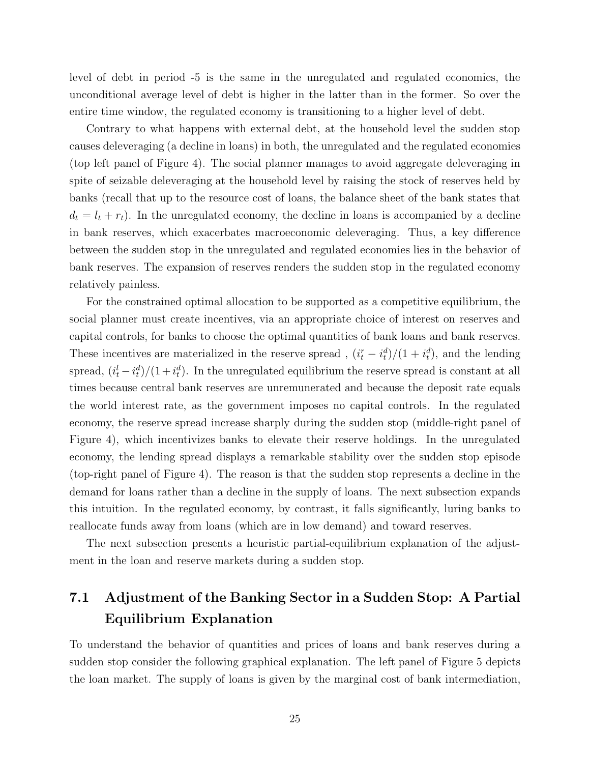level of debt in period -5 is the same in the unregulated and regulated economies, the unconditional average level of debt is higher in the latter than in the former. So over the entire time window, the regulated economy is transitioning to a higher level of debt.

Contrary to what happens with external debt, at the household level the sudden stop causes deleveraging (a decline in loans) in both, the unregulated and the regulated economies (top left panel of Figure 4). The social planner manages to avoid aggregate deleveraging in spite of seizable deleveraging at the household level by raising the stock of reserves held by banks (recall that up to the resource cost of loans, the balance sheet of the bank states that $d_t = l_t + r_t$). In the unregulated economy, the decline in loans is accompanied by a decline in bank reserves, which exacerbates macroeconomic deleveraging. Thus, a key difference between the sudden stop in the unregulated and regulated economies lies in the behavior of bank reserves. The expansion of reserves renders the sudden stop in the regulated economy relatively painless.

For the constrained optimal allocation to be supported as a competitive equilibrium, the social planner must create incentives, via an appropriate choice of interest on reserves and capital controls, for banks to choose the optimal quantities of bank loans and bank reserves. These incentives are materialized in the reserve spread , $(i_t^r - i_t^d)/(1 + i_t^d)$, and the lending spread, $(i_t^l - i_t^d)/(1 + i_t^d)$. In the unregulated equilibrium the reserve spread is constant at all times because central bank reserves are unremunerated and because the deposit rate equals the world interest rate, as the government imposes no capital controls. In the regulated economy, the reserve spread increase sharply during the sudden stop (middle-right panel of Figure 4), which incentivizes banks to elevate their reserve holdings. In the unregulated economy, the lending spread displays a remarkable stability over the sudden stop episode (top-right panel of Figure 4). The reason is that the sudden stop represents a decline in the demand for loans rather than a decline in the supply of loans. The next subsection expands this intuition. In the regulated economy, by contrast, it falls significantly, luring banks to reallocate funds away from loans (which are in low demand) and toward reserves.

The next subsection presents a heuristic partial-equilibrium explanation of the adjustment in the loan and reserve markets during a sudden stop.

## 7.1 Adjustment of the Banking Sector in a Sudden Stop: A Partial Equilibrium Explanation

To understand the behavior of quantities and prices of loans and bank reserves during a sudden stop consider the following graphical explanation. The left panel of Figure 5 depicts the loan market. The supply of loans is given by the marginal cost of bank intermediation,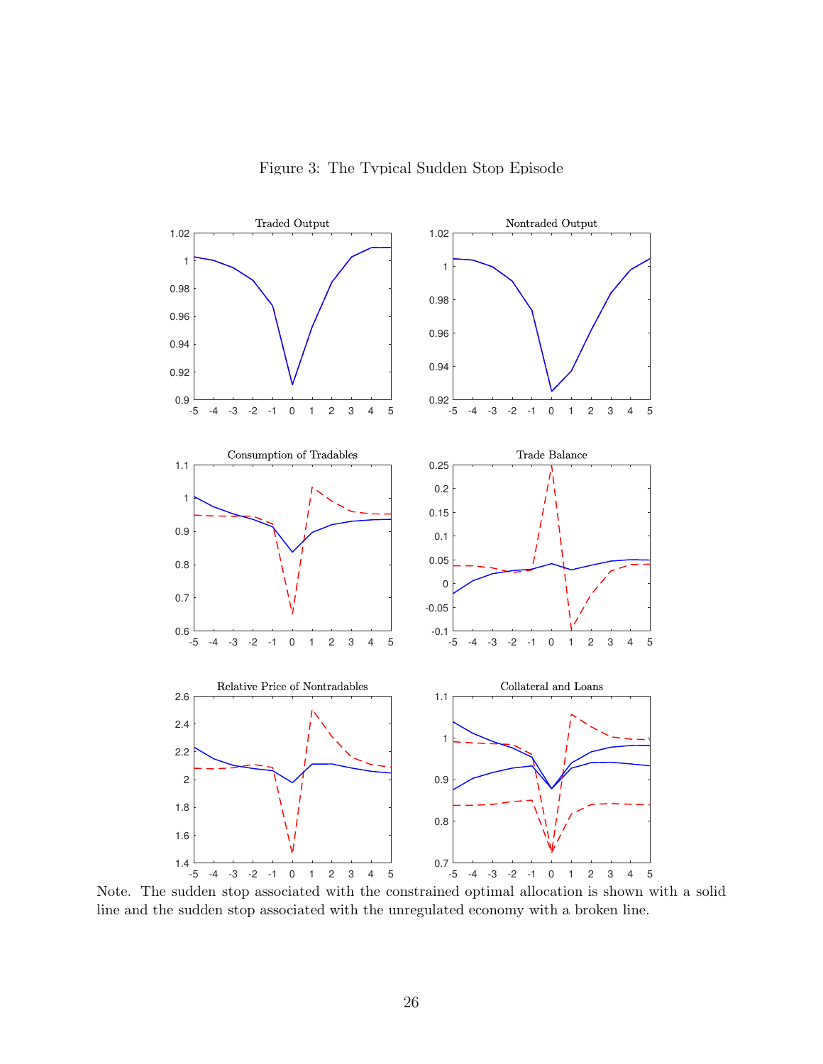Figure 3: The Typical Sudden Stop Episode

Note. The sudden stop associated with the constrained optimal allocation is shown with a solid line and the sudden stop associated with the unregulated economy with a broken line.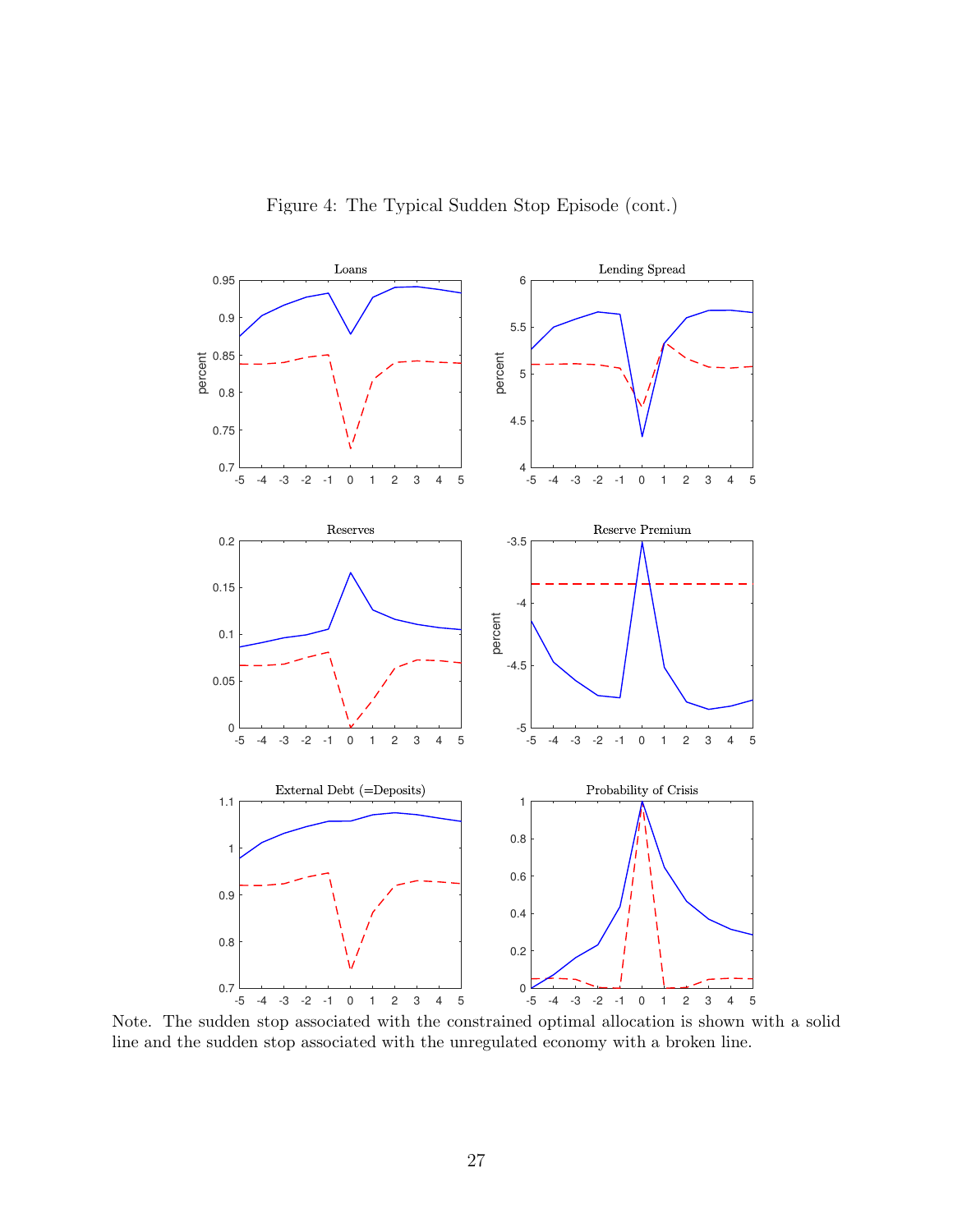Figure 4: The Typical Sudden Stop Episode (cont.)

Note. The sudden stop associated with the constrained optimal allocation is shown with a solid line and the sudden stop associated with the unregulated economy with a broken line.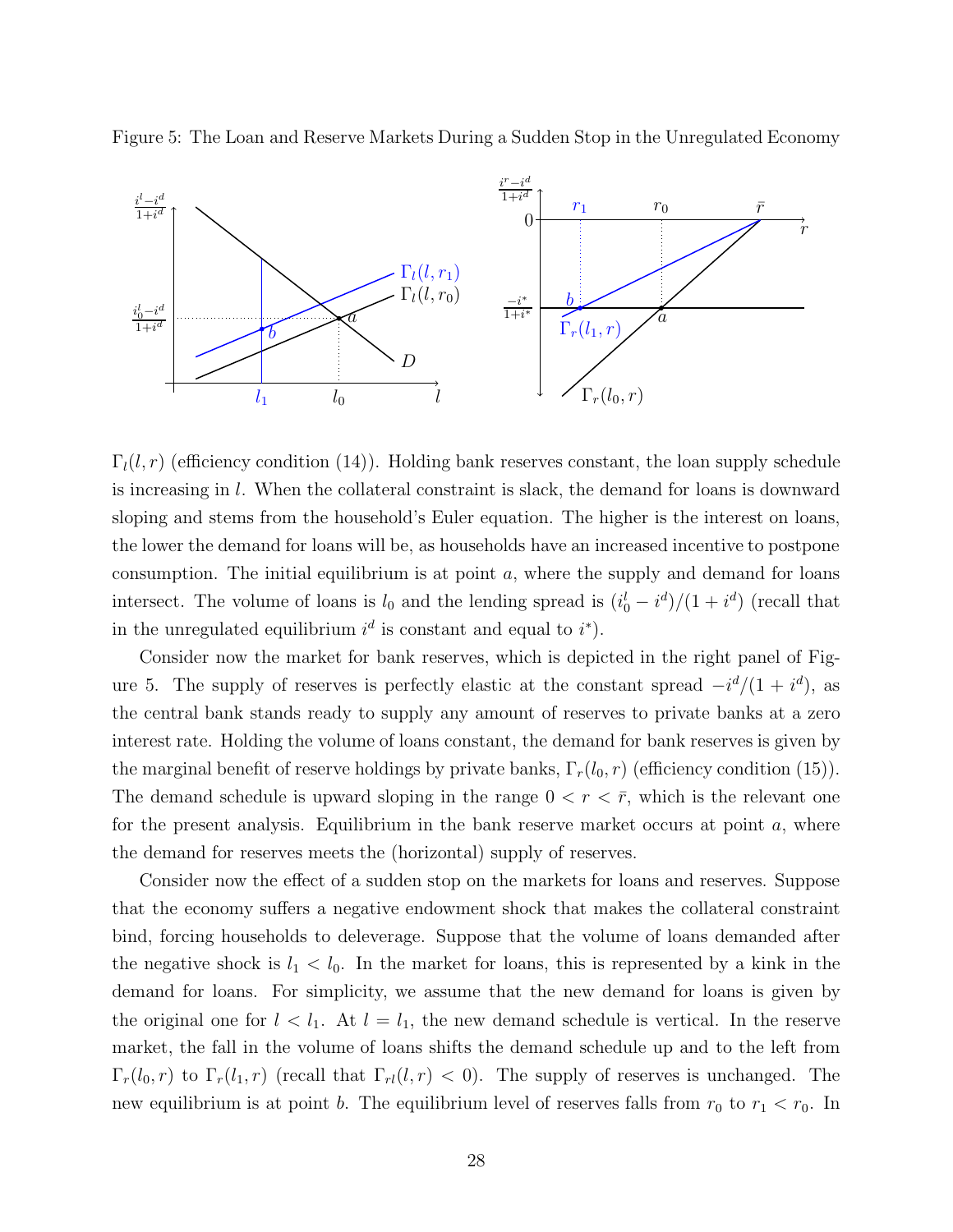Figure 5: The Loan and Reserve Markets During a Sudden Stop in the Unregulated Economy

$\Gamma_l(l, r)$ (efficiency condition (14)). Holding bank reserves constant, the loan supply schedule is increasing in $l$. When the collateral constraint is slack, the demand for loans is downward sloping and stems from the household's Euler equation. The higher is the interest on loans, the lower the demand for loans will be, as households have an increased incentive to postpone consumption. The initial equilibrium is at point $a$, where the supply and demand for loans intersect. The volume of loans is $l_0$ and the lending spread is $(i^l_0 - i^d)/(1 + i^d)$ (recall that in the unregulated equilibrium $i^d$ is constant and equal to $i^*$).

Consider now the market for bank reserves, which is depicted in the right panel of Figure 5. The supply of reserves is perfectly elastic at the constant spread $-i^d/(1 + i^d)$, as the central bank stands ready to supply any amount of reserves to private banks at a zero interest rate. Holding the volume of loans constant, the demand for bank reserves is given by the marginal benefit of reserve holdings by private banks, $\Gamma_r(l_0, r)$ (efficiency condition (15)). The demand schedule is upward sloping in the range $0 < r < \bar{r}$, which is the relevant one for the present analysis. Equilibrium in the bank reserve market occurs at point $a$, where the demand for reserves meets the (horizontal) supply of reserves.

Consider now the effect of a sudden stop on the markets for loans and reserves. Suppose that the economy suffers a negative endowment shock that makes the collateral constraint bind, forcing households to deleverage. Suppose that the volume of loans demanded after the negative shock is $l_1 < l_0$. In the market for loans, this is represented by a kink in the demand for loans. For simplicity, we assume that the new demand for loans is given by the original one for $l < l_1$. At $l = l_1$, the new demand schedule is vertical. In the reserve market, the fall in the volume of loans shifts the demand schedule up and to the left from $\Gamma_r(l_0, r)$ to $\Gamma_r(l_1, r)$ (recall that $\Gamma_{rl}(l, r) < 0$). The supply of reserves is unchanged. The new equilibrium is at point $b$. The equilibrium level of reserves falls from $r_0$ to $r_1 < r_0$. In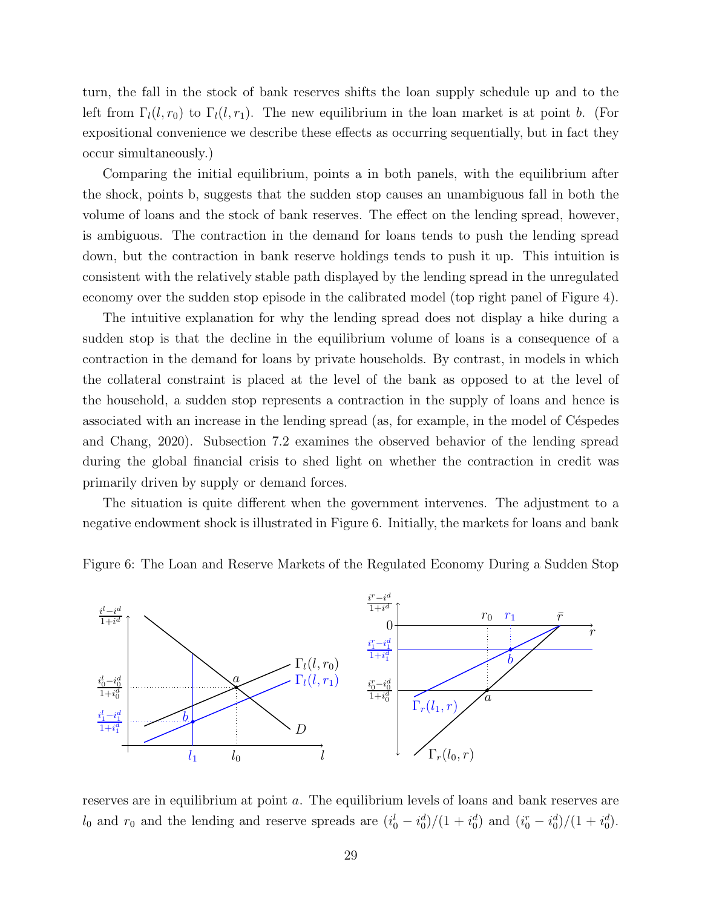turn, the fall in the stock of bank reserves shifts the loan supply schedule up and to the left from $\Gamma_l(l, r_0)$ to $\Gamma_l(l, r_1)$. The new equilibrium in the loan market is at point $b$. (For expositional convenience we describe these effects as occurring sequentially, but in fact they occur simultaneously.)

Comparing the initial equilibrium, points a in both panels, with the equilibrium after the shock, points b, suggests that the sudden stop causes an unambiguous fall in both the volume of loans and the stock of bank reserves. The effect on the lending spread, however, is ambiguous. The contraction in the demand for loans tends to push the lending spread down, but the contraction in bank reserve holdings tends to push it up. This intuition is consistent with the relatively stable path displayed by the lending spread in the unregulated economy over the sudden stop episode in the calibrated model (top right panel of Figure 4).

The intuitive explanation for why the lending spread does not display a hike during a sudden stop is that the decline in the equilibrium volume of loans is a consequence of a contraction in the demand for loans by private households. By contrast, in models in which the collateral constraint is placed at the level of the bank as opposed to at the level of the household, a sudden stop represents a contraction in the supply of loans and hence is associated with an increase in the lending spread (as, for example, in the model of Céspedes and Chang, 2020). Subsection 7.2 examines the observed behavior of the lending spread during the global financial crisis to shed light on whether the contraction in credit was primarily driven by supply or demand forces.

The situation is quite different when the government intervenes. The adjustment to a negative endowment shock is illustrated in Figure 6. Initially, the markets for loans and bank

Figure 6: The Loan and Reserve Markets of the Regulated Economy During a Sudden Stop

reserves are in equilibrium at point $a$. The equilibrium levels of loans and bank reserves are $l_0$ and $r_0$ and the lending and reserve spreads are $(i^l_0 - i^d_0)/(1 + i^d_0)$ and $(i^r_0 - i^d_0)/(1 + i^d_0)$.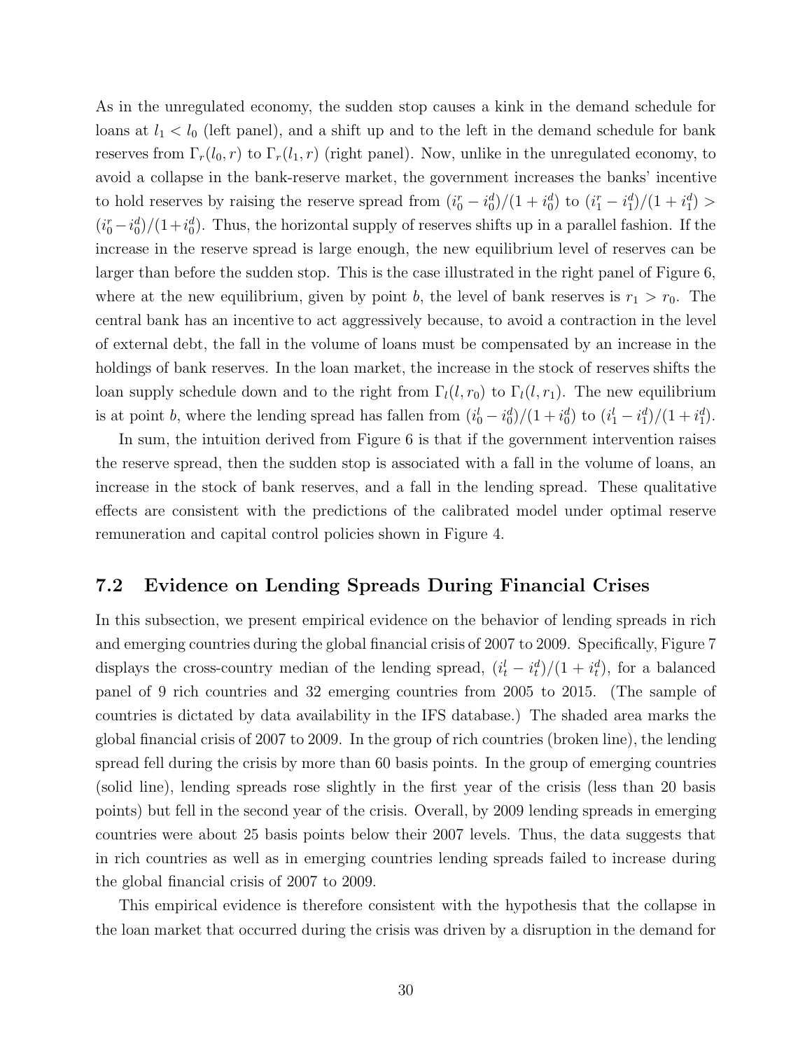As in the unregulated economy, the sudden stop causes a kink in the demand schedule for loans at $l_1 < l_0$ (left panel), and a shift up and to the left in the demand schedule for bank reserves from $\Gamma_r(l_0, r)$ to $\Gamma_r(l_1, r)$ (right panel). Now, unlike in the unregulated economy, to avoid a collapse in the bank-reserve market, the government increases the banks' incentive to hold reserves by raising the reserve spread from $(i_0^r - i_0^d)/(1 + i_0^d)$ to $(i_1^r - i_1^d)/(1 + i_1^d) > (i_0^r - i_0^d)/(1 + i_0^d)$. Thus, the horizontal supply of reserves shifts up in a parallel fashion. If the increase in the reserve spread is large enough, the new equilibrium level of reserves can be larger than before the sudden stop. This is the case illustrated in the right panel of Figure 6, where at the new equilibrium, given by point $b$, the level of bank reserves is $r_1 > r_0$. The central bank has an incentive to act aggressively because, to avoid a contraction in the level of external debt, the fall in the volume of loans must be compensated by an increase in the holdings of bank reserves. In the loan market, the increase in the stock of reserves shifts the loan supply schedule down and to the right from $\Gamma_l(l, r_0)$ to $\Gamma_l(l, r_1)$. The new equilibrium is at point $b$, where the lending spread has fallen from $(i_0^l - i_0^d)/(1 + i_0^d)$ to $(i_1^l - i_1^d)/(1 + i_1^d)$.

In sum, the intuition derived from Figure 6 is that if the government intervention raises the reserve spread, then the sudden stop is associated with a fall in the volume of loans, an increase in the stock of bank reserves, and a fall in the lending spread. These qualitative effects are consistent with the predictions of the calibrated model under optimal reserve remuneration and capital control policies shown in Figure 4.

## 7.2 Evidence on Lending Spreads During Financial Crises

In this subsection, we present empirical evidence on the behavior of lending spreads in rich and emerging countries during the global financial crisis of 2007 to 2009. Specifically, Figure 7 displays the cross-country median of the lending spread, $(i_t^l - i_t^d)/(1 + i_t^d)$, for a balanced panel of 9 rich countries and 32 emerging countries from 2005 to 2015. (The sample of countries is dictated by data availability in the IFS database.) The shaded area marks the global financial crisis of 2007 to 2009. In the group of rich countries (broken line), the lending spread fell during the crisis by more than 60 basis points. In the group of emerging countries (solid line), lending spreads rose slightly in the first year of the crisis (less than 20 basis points) but fell in the second year of the crisis. Overall, by 2009 lending spreads in emerging countries were about 25 basis points below their 2007 levels. Thus, the data suggests that in rich countries as well as in emerging countries lending spreads failed to increase during the global financial crisis of 2007 to 2009.

This empirical evidence is therefore consistent with the hypothesis that the collapse in the loan market that occurred during the crisis was driven by a disruption in the demand for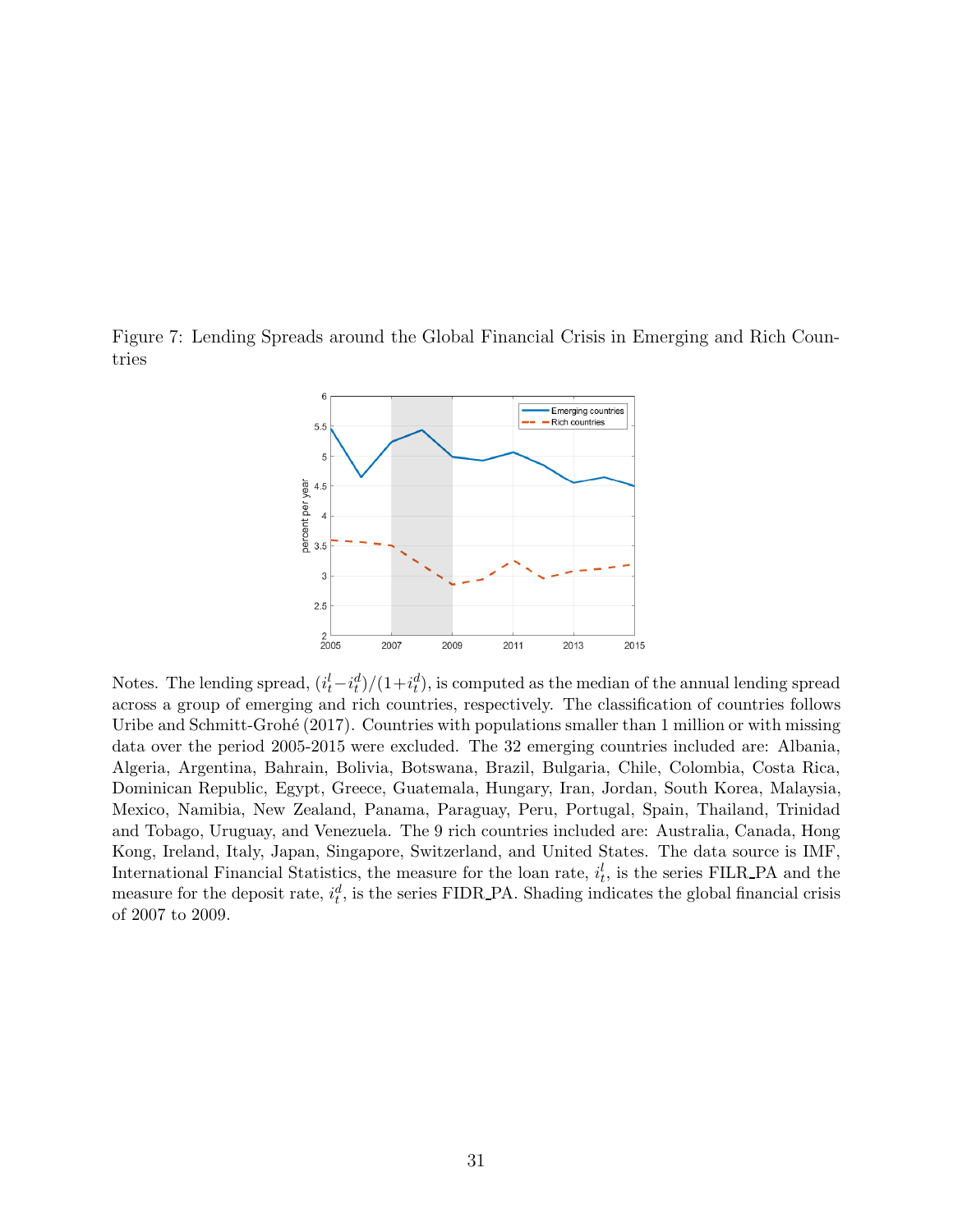Figure 7: Lending Spreads around the Global Financial Crisis in Emerging and Rich Countries

Notes. The lending spread, $(i_t^l - i_t^d)/(1+i_t^d)$, is computed as the median of the annual lending spread across a group of emerging and rich countries, respectively. The classification of countries follows Uribe and Schmitt-Grohé (2017). Countries with populations smaller than 1 million or with missing data over the period 2005-2015 were excluded. The 32 emerging countries included are: Albania, Algeria, Argentina, Bahrain, Bolivia, Botswana, Brazil, Bulgaria, Chile, Colombia, Costa Rica, Dominican Republic, Egypt, Greece, Guatemala, Hungary, Iran, Jordan, South Korea, Malaysia, Mexico, Namibia, New Zealand, Panama, Paraguay, Peru, Portugal, Spain, Thailand, Trinidad and Tobago, Uruguay, and Venezuela. The 9 rich countries included are: Australia, Canada, Hong Kong, Ireland, Italy, Japan, Singapore, Switzerland, and United States. The data source is IMF, International Financial Statistics, the measure for the loan rate, $i_t^l$, is the series FILR_PA and the measure for the deposit rate, $i_t^d$, is the series FIDR_PA. Shading indicates the global financial crisis of 2007 to 2009.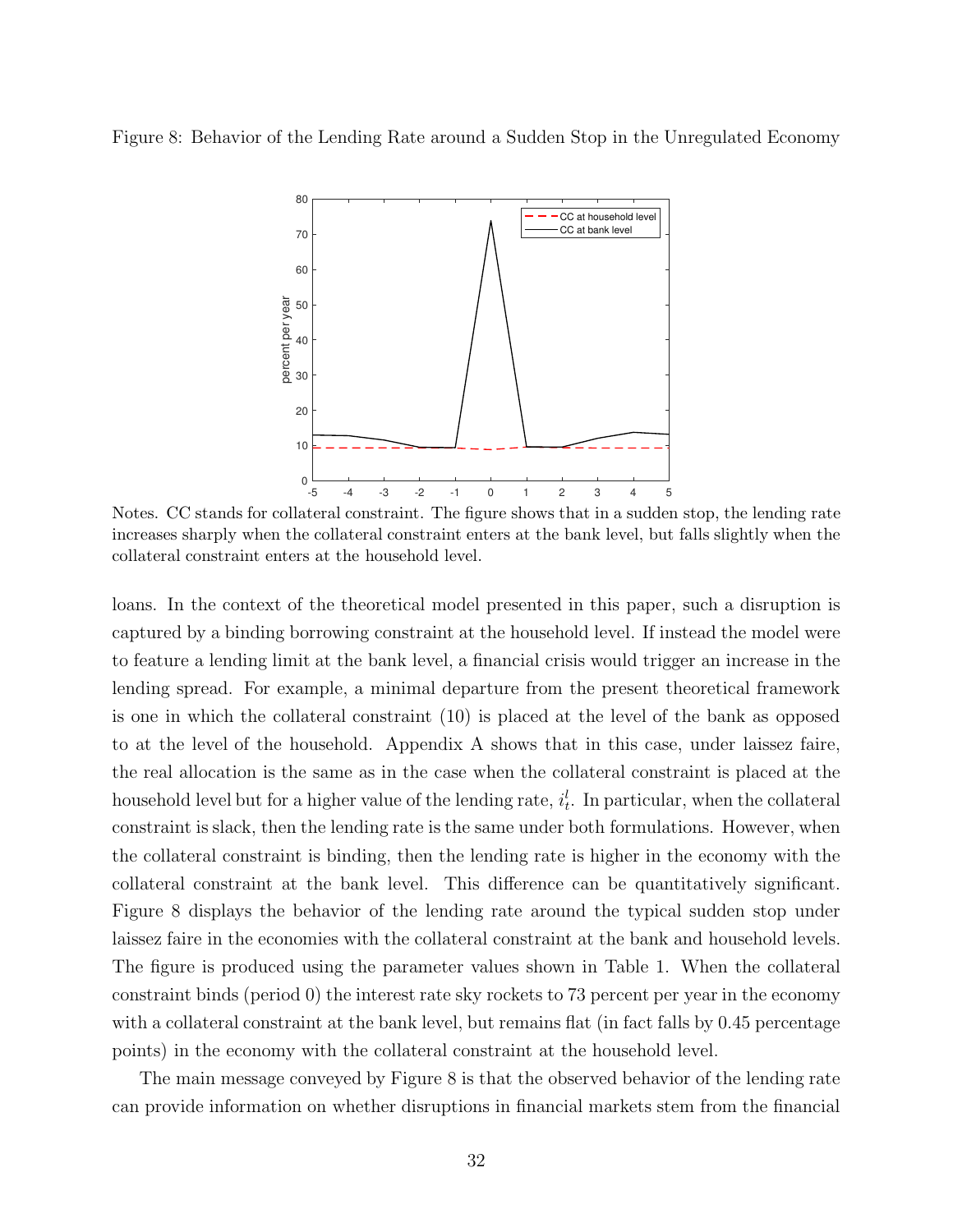Figure 8: Behavior of the Lending Rate around a Sudden Stop in the Unregulated Economy

Notes. CC stands for collateral constraint. The figure shows that in a sudden stop, the lending rate increases sharply when the collateral constraint enters at the bank level, but falls slightly when the collateral constraint enters at the household level.

loans. In the context of the theoretical model presented in this paper, such a disruption is captured by a binding borrowing constraint at the household level. If instead the model were to feature a lending limit at the bank level, a financial crisis would trigger an increase in the lending spread. For example, a minimal departure from the present theoretical framework is one in which the collateral constraint (10) is placed at the level of the bank as opposed to at the level of the household. Appendix A shows that in this case, under laissez faire, the real allocation is the same as in the case when the collateral constraint is placed at the household level but for a higher value of the lending rate, $i_t^l$. In particular, when the collateral constraint is slack, then the lending rate is the same under both formulations. However, when the collateral constraint is binding, then the lending rate is higher in the economy with the collateral constraint at the bank level. This difference can be quantitatively significant. Figure 8 displays the behavior of the lending rate around the typical sudden stop under laissez faire in the economies with the collateral constraint at the bank and household levels. The figure is produced using the parameter values shown in Table 1. When the collateral constraint binds (period 0) the interest rate sky rockets to 73 percent per year in the economy with a collateral constraint at the bank level, but remains flat (in fact falls by 0.45 percentage points) in the economy with the collateral constraint at the household level.

The main message conveyed by Figure 8 is that the observed behavior of the lending rate can provide information on whether disruptions in financial markets stem from the financial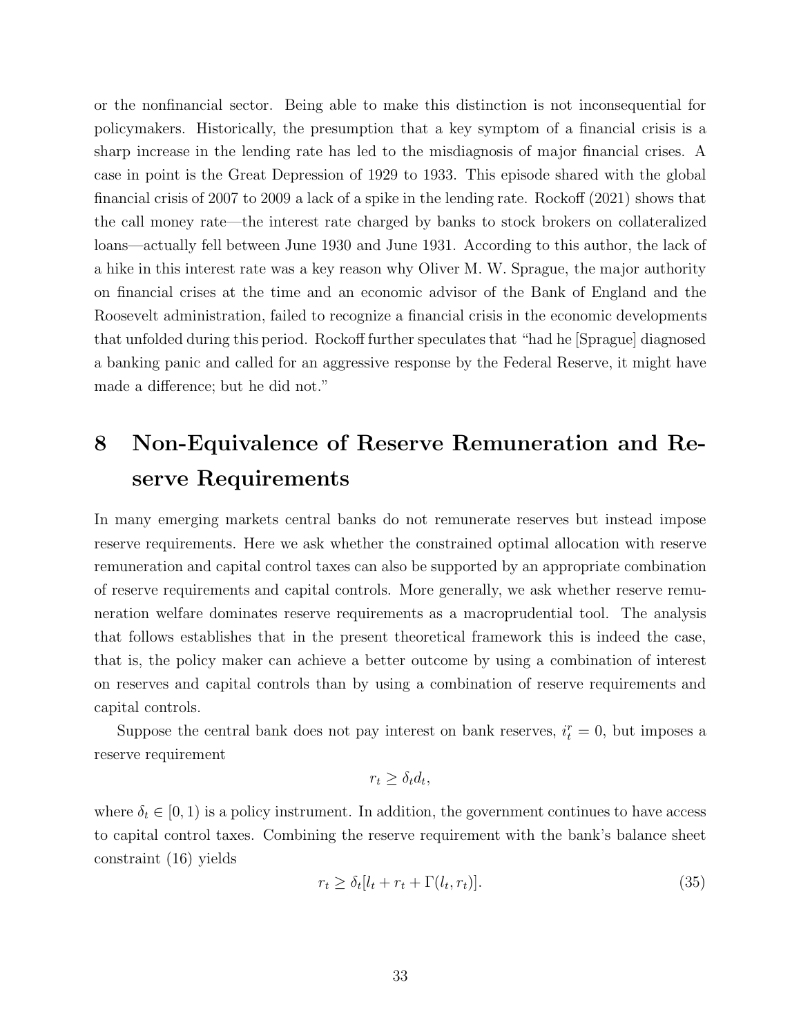or the nonfinancial sector. Being able to make this distinction is not inconsequential for policymakers. Historically, the presumption that a key symptom of a financial crisis is a sharp increase in the lending rate has led to the misdiagnosis of major financial crises. A case in point is the Great Depression of 1929 to 1933. This episode shared with the global financial crisis of 2007 to 2009 a lack of a spike in the lending rate. Rockoff (2021) shows that the call money rate—the interest rate charged by banks to stock brokers on collateralized loans—actually fell between June 1930 and June 1931. According to this author, the lack of a hike in this interest rate was a key reason why Oliver M. W. Sprague, the major authority on financial crises at the time and an economic advisor of the Bank of England and the Roosevelt administration, failed to recognize a financial crisis in the economic developments that unfolded during this period. Rockoff further speculates that "had he [Sprague] diagnosed a banking panic and called for an aggressive response by the Federal Reserve, it might have made a difference; but he did not."

# 8 Non-Equivalence of Reserve Remuneration and Reserve Requirements

In many emerging markets central banks do not remunerate reserves but instead impose reserve requirements. Here we ask whether the constrained optimal allocation with reserve remuneration and capital control taxes can also be supported by an appropriate combination of reserve requirements and capital controls. More generally, we ask whether reserve remuneration welfare dominates reserve requirements as a macroprudential tool. The analysis that follows establishes that in the present theoretical framework this is indeed the case, that is, the policy maker can achieve a better outcome by using a combination of interest on reserves and capital controls than by using a combination of reserve requirements and capital controls.

Suppose the central bank does not pay interest on bank reserves, $i_t^r = 0$, but imposes a reserve requirement

$$r_t \geq \delta_t d_t,$$

where $\delta_t \in [0, 1)$ is a policy instrument. In addition, the government continues to have access to capital control taxes. Combining the reserve requirement with the bank's balance sheet constraint (16) yields

$$r_t \geq \delta_t [l_t + r_t + \Gamma(l_t, r_t)]. \tag{35}$$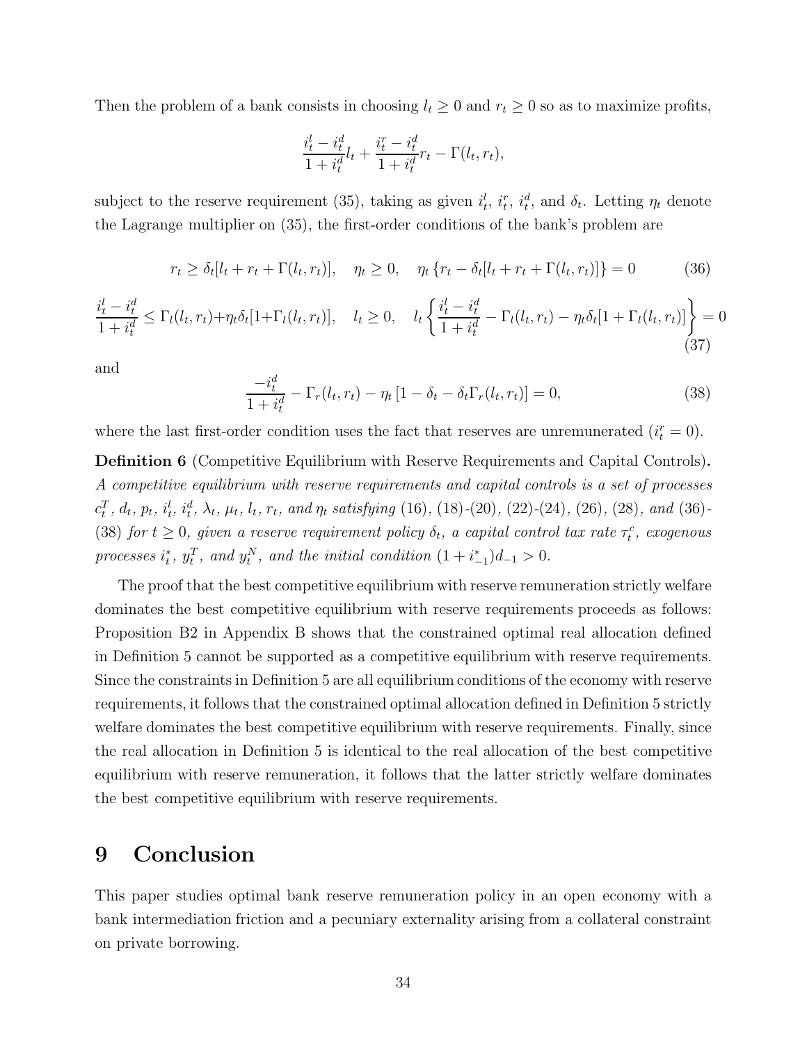Then the problem of a bank consists in choosing $l_t \geq 0$ and $r_t \geq 0$ so as to maximize profits,

$$\frac{i_t^l - i_t^d}{1+i_t^d} l_t + \frac{i_t^r - i_t^d}{1+i_t^d} r_t - \Gamma(l_t, r_t),$$

subject to the reserve requirement (35), taking as given $i_t^l$, $i_t^r$, $i_t^d$, and $\delta_t$. Letting $\eta_t$ denote the Lagrange multiplier on (35), the first-order conditions of the bank's problem are

$$r_t \geq \delta_t[l_t + r_t + \Gamma(l_t, r_t)], \quad \eta_t \geq 0, \quad \eta_t \{r_t - \delta_t[l_t + r_t + \Gamma(l_t, r_t)]\} = 0 \tag{36}$$

$$\frac{i_t^l - i_t^d}{1+i_t^d} \leq \Gamma_l(l_t, r_t) + \eta_t \delta_t[1 + \Gamma_l(l_t, r_t)], \quad l_t \geq 0, \quad l_t \left\{ \frac{i_t^l - i_t^d}{1+i_t^d} - \Gamma_l(l_t, r_t) - \eta_t \delta_t[1 + \Gamma_l(l_t, r_t)] \right\} = 0 \tag{37}$$

and

$$\frac{-i_t^d}{1+i_t^d} - \Gamma_r(l_t, r_t) - \eta_t \left[1 - \delta_t - \delta_t \Gamma_r(l_t, r_t)\right] = 0, \tag{38}$$

where the last first-order condition uses the fact that reserves are unremunerated ($i_t^r = 0$).

**Definition 6** (Competitive Equilibrium with Reserve Requirements and Capital Controls)**.** *A competitive equilibrium with reserve requirements and capital controls is a set of processes* $c_t^T$, $d_t$, $p_t$, $i_t^l$, $i_t^d$, $\lambda_t$, $\mu_t$, $l_t$, $r_t$, *and* $\eta_t$ *satisfying* (16), (18)-(20), (22)-(24), (26), (28), *and* (36)-(38) *for* $t \geq 0$, *given a reserve requirement policy* $\delta_t$, *a capital control tax rate* $\tau_t^c$, *exogenous processes* $i_t^*$, $y_t^T$, *and* $y_t^N$, *and the initial condition* $(1 + i_{-1}^*)d_{-1} > 0$.

The proof that the best competitive equilibrium with reserve remuneration strictly welfare dominates the best competitive equilibrium with reserve requirements proceeds as follows: Proposition B2 in Appendix B shows that the constrained optimal real allocation defined in Definition 5 cannot be supported as a competitive equilibrium with reserve requirements. Since the constraints in Definition 5 are all equilibrium conditions of the economy with reserve requirements, it follows that the constrained optimal allocation defined in Definition 5 strictly welfare dominates the best competitive equilibrium with reserve requirements. Finally, since the real allocation in Definition 5 is identical to the real allocation of the best competitive equilibrium with reserve remuneration, it follows that the latter strictly welfare dominates the best competitive equilibrium with reserve requirements.

# 9 Conclusion

This paper studies optimal bank reserve remuneration policy in an open economy with a bank intermediation friction and a pecuniary externality arising from a collateral constraint on private borrowing.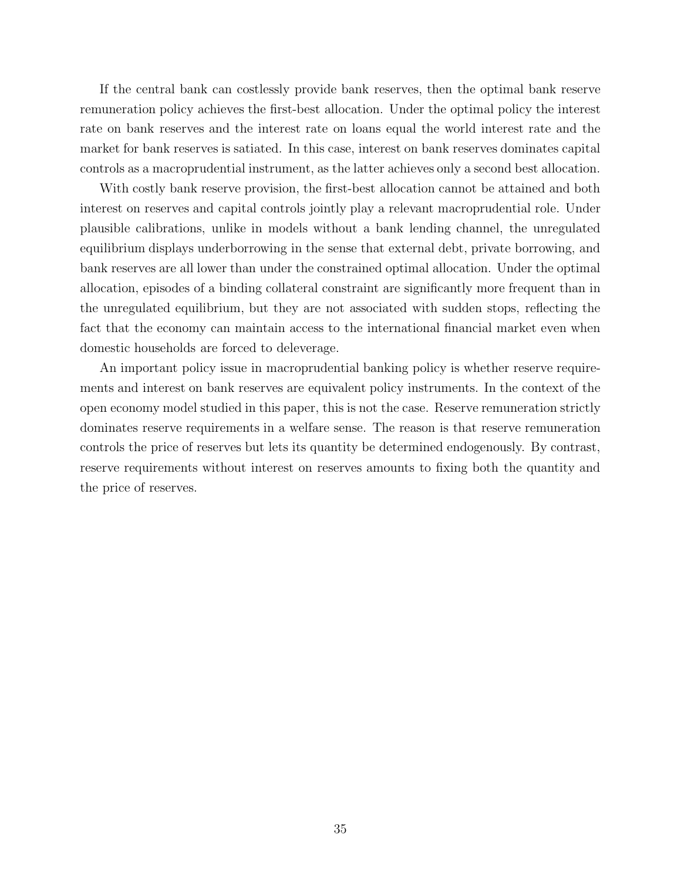If the central bank can costlessly provide bank reserves, then the optimal bank reserve remuneration policy achieves the first-best allocation. Under the optimal policy the interest rate on bank reserves and the interest rate on loans equal the world interest rate and the market for bank reserves is satiated. In this case, interest on bank reserves dominates capital controls as a macroprudential instrument, as the latter achieves only a second best allocation.

With costly bank reserve provision, the first-best allocation cannot be attained and both interest on reserves and capital controls jointly play a relevant macroprudential role. Under plausible calibrations, unlike in models without a bank lending channel, the unregulated equilibrium displays underborrowing in the sense that external debt, private borrowing, and bank reserves are all lower than under the constrained optimal allocation. Under the optimal allocation, episodes of a binding collateral constraint are significantly more frequent than in the unregulated equilibrium, but they are not associated with sudden stops, reflecting the fact that the economy can maintain access to the international financial market even when domestic households are forced to deleverage.

An important policy issue in macroprudential banking policy is whether reserve requirements and interest on bank reserves are equivalent policy instruments. In the context of the open economy model studied in this paper, this is not the case. Reserve remuneration strictly dominates reserve requirements in a welfare sense. The reason is that reserve remuneration controls the price of reserves but lets its quantity be determined endogenously. By contrast, reserve requirements without interest on reserves amounts to fixing both the quantity and the price of reserves.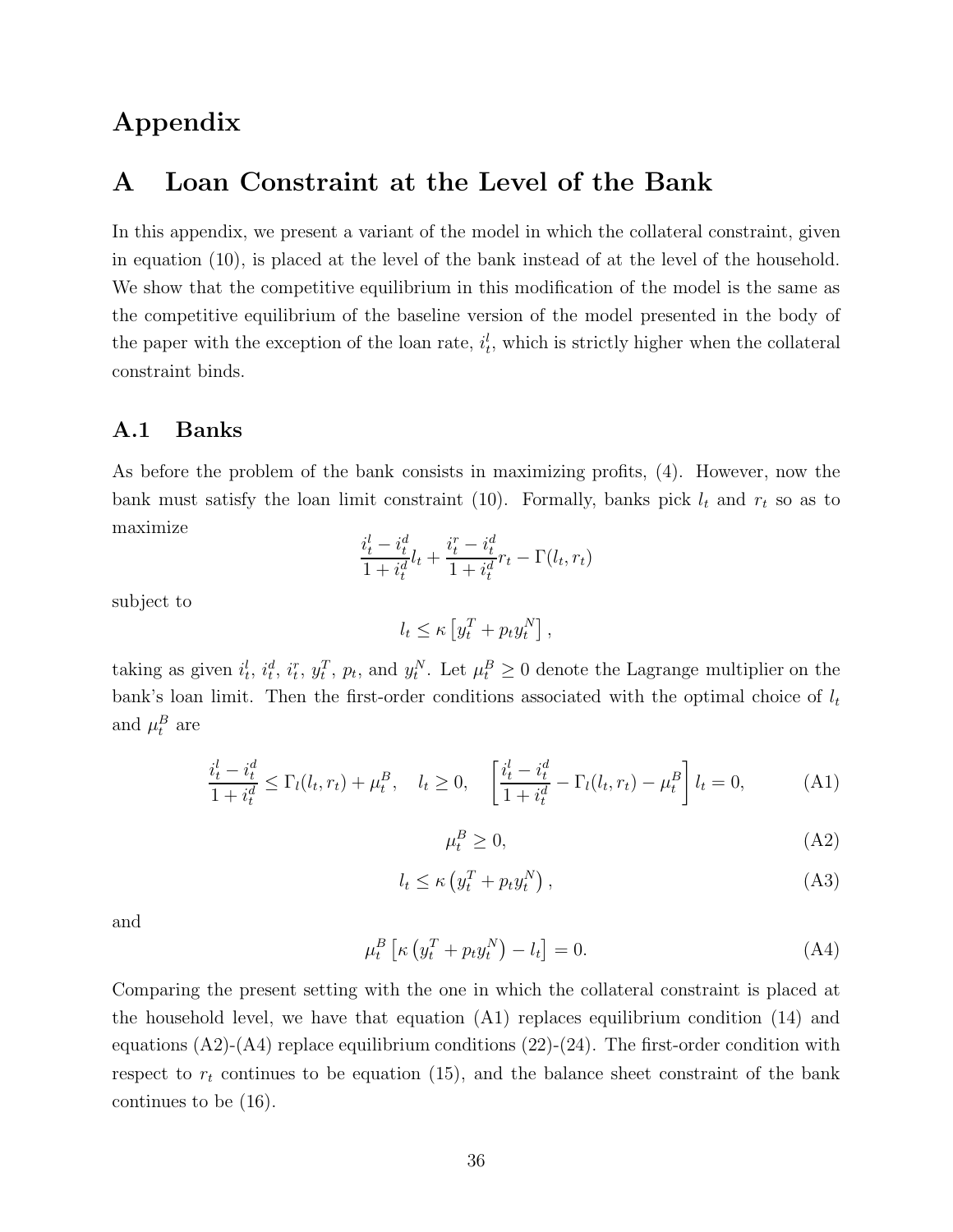# Appendix

## A Loan Constraint at the Level of the Bank

In this appendix, we present a variant of the model in which the collateral constraint, given in equation (10), is placed at the level of the bank instead of at the level of the household. We show that the competitive equilibrium in this modification of the model is the same as the competitive equilibrium of the baseline version of the model presented in the body of the paper with the exception of the loan rate, $i_t^l$, which is strictly higher when the collateral constraint binds.

### A.1 Banks

As before the problem of the bank consists in maximizing profits, (4). However, now the bank must satisfy the loan limit constraint (10). Formally, banks pick $l_t$ and $r_t$ so as to maximize

$$\frac{i_t^l - i_t^d}{1 + i_t^d} l_t + \frac{i_t^r - i_t^d}{1 + i_t^d} r_t - \Gamma(l_t, r_t)$$

subject to

$$l_t \leq \kappa \left[ y_t^T + p_t y_t^N \right],$$

taking as given $i_t^l$, $i_t^d$, $i_t^r$, $y_t^T$, $p_t$, and $y_t^N$. Let $\mu_t^B \geq 0$ denote the Lagrange multiplier on the bank's loan limit. Then the first-order conditions associated with the optimal choice of $l_t$ and $\mu_t^B$ are

$$\frac{i_t^l - i_t^d}{1 + i_t^d} \leq \Gamma_l(l_t, r_t) + \mu_t^B, \quad l_t \geq 0, \quad \left[ \frac{i_t^l - i_t^d}{1 + i_t^d} - \Gamma_l(l_t, r_t) - \mu_t^B \right] l_t = 0, \tag{A1}$$

$$\mu_t^B \geq 0, \tag{A2}$$

$$l_t \leq \kappa \left( y_t^T + p_t y_t^N \right), \tag{A3}$$

and

$$\mu_t^B \left[ \kappa \left( y_t^T + p_t y_t^N \right) - l_t \right] = 0. \tag{A4}$$

Comparing the present setting with the one in which the collateral constraint is placed at the household level, we have that equation (A1) replaces equilibrium condition (14) and equations (A2)-(A4) replace equilibrium conditions (22)-(24). The first-order condition with respect to $r_t$ continues to be equation (15), and the balance sheet constraint of the bank continues to be (16).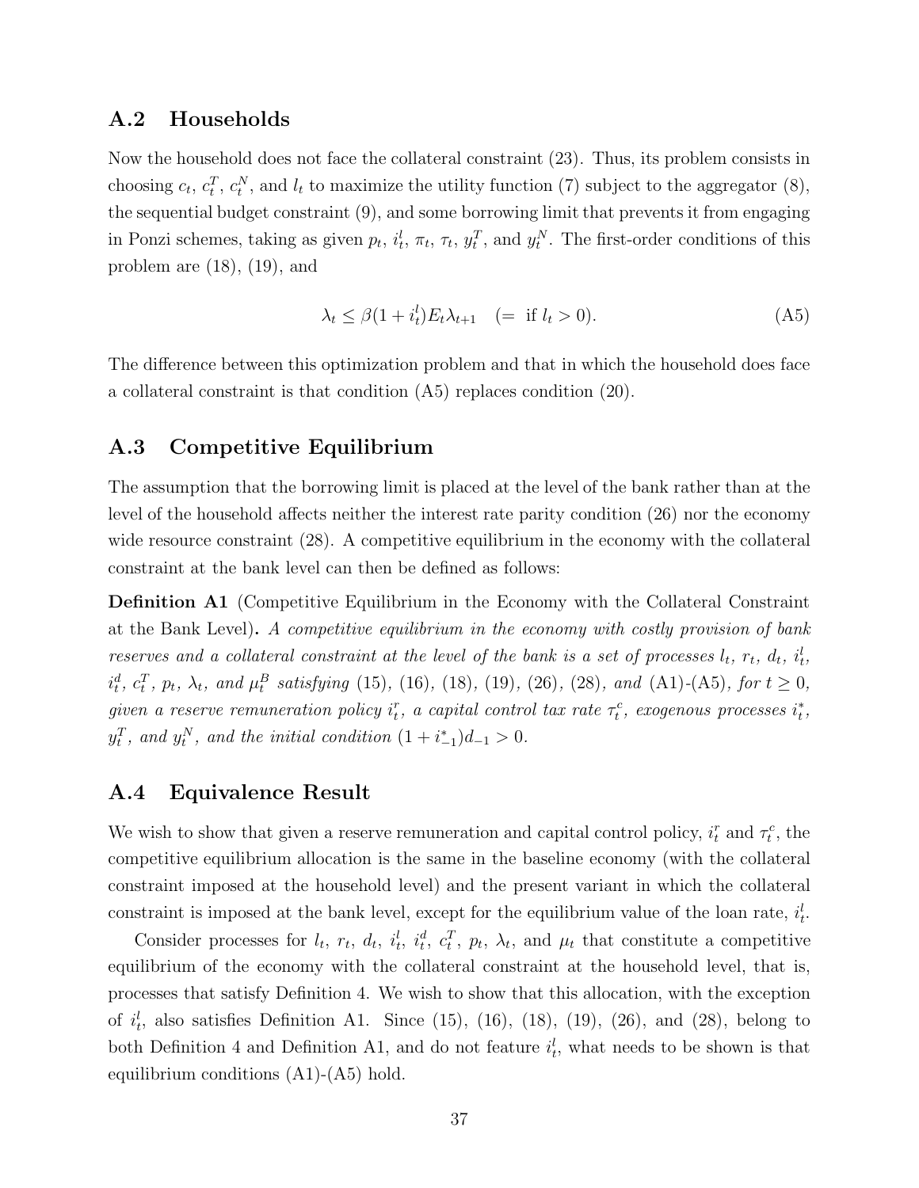## A.2 Households

Now the household does not face the collateral constraint (23). Thus, its problem consists in choosing $c_t$, $c_t^T$, $c_t^N$, and $l_t$ to maximize the utility function (7) subject to the aggregator (8), the sequential budget constraint (9), and some borrowing limit that prevents it from engaging in Ponzi schemes, taking as given $p_t$, $i_t^l$, $\pi_t$, $\tau_t$, $y_t^T$, and $y_t^N$. The first-order conditions of this problem are (18), (19), and

$$\lambda_t \leq \beta(1+i_t^l)E_t\lambda_{t+1} \quad (= \text{ if } l_t > 0). \tag{A5}$$

The difference between this optimization problem and that in which the household does face a collateral constraint is that condition (A5) replaces condition (20).

## A.3 Competitive Equilibrium

The assumption that the borrowing limit is placed at the level of the bank rather than at the level of the household affects neither the interest rate parity condition (26) nor the economy wide resource constraint (28). A competitive equilibrium in the economy with the collateral constraint at the bank level can then be defined as follows:

**Definition A1** (Competitive Equilibrium in the Economy with the Collateral Constraint at the Bank Level)**.** *A competitive equilibrium in the economy with costly provision of bank reserves and a collateral constraint at the level of the bank is a set of processes $l_t$, $r_t$, $d_t$, $i_t^l$, $i_t^d$, $c_t^T$, $p_t$, $\lambda_t$, and $\mu_t^B$ satisfying* (15), (16), (18), (19), (26), (28), *and* (A1)-(A5), *for $t \geq 0$, given a reserve remuneration policy $i_t^r$, a capital control tax rate $\tau_t^c$, exogenous processes $i_t^*$, $y_t^T$, and $y_t^N$, and the initial condition $(1+i_{-1}^*)d_{-1} > 0$.*

## A.4 Equivalence Result

We wish to show that given a reserve remuneration and capital control policy, $i_t^r$ and $\tau_t^c$, the competitive equilibrium allocation is the same in the baseline economy (with the collateral constraint imposed at the household level) and the present variant in which the collateral constraint is imposed at the bank level, except for the equilibrium value of the loan rate, $i_t^l$.

Consider processes for $l_t$, $r_t$, $d_t$, $i_t^l$, $i_t^d$, $c_t^T$, $p_t$, $\lambda_t$, and $\mu_t$ that constitute a competitive equilibrium of the economy with the collateral constraint at the household level, that is, processes that satisfy Definition 4. We wish to show that this allocation, with the exception of $i_t^l$, also satisfies Definition A1. Since (15), (16), (18), (19), (26), and (28), belong to both Definition 4 and Definition A1, and do not feature $i_t^l$, what needs to be shown is that equilibrium conditions (A1)-(A5) hold.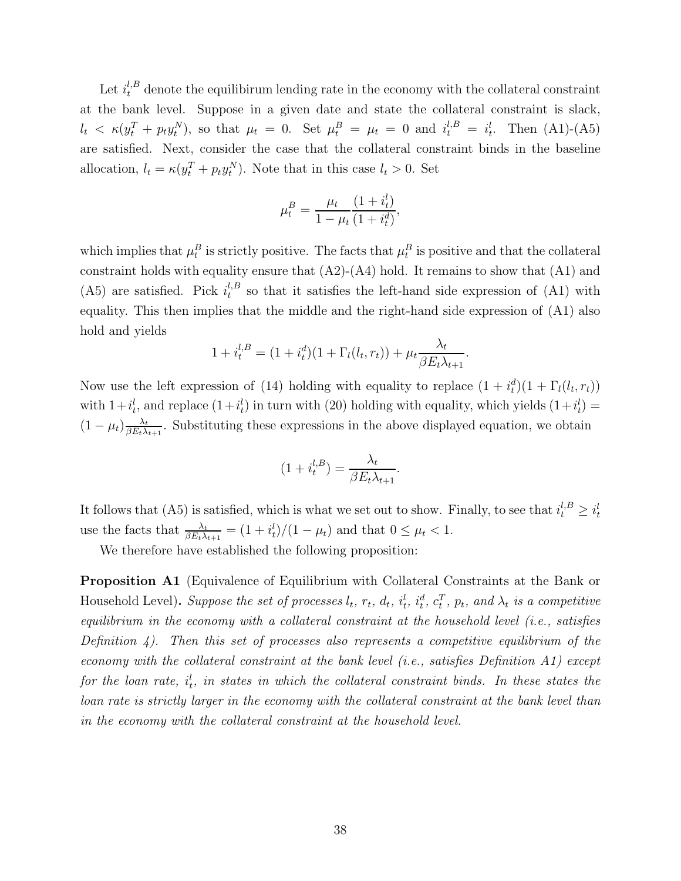Let $i_t^{l,B}$ denote the equilibirum lending rate in the economy with the collateral constraint at the bank level. Suppose in a given date and state the collateral constraint is slack, $l_t < \kappa(y_t^T + p_t y_t^N)$, so that $\mu_t = 0$. Set $\mu_t^B = \mu_t = 0$ and $i_t^{l,B} = i_t^l$. Then (A1)-(A5) are satisfied. Next, consider the case that the collateral constraint binds in the baseline allocation, $l_t = \kappa(y_t^T + p_t y_t^N)$. Note that in this case $l_t > 0$. Set

$$\mu_t^B = \frac{\mu_t}{1-\mu_t}\frac{(1+i_t^l)}{(1+i_t^d)},$$

which implies that $\mu_t^B$ is strictly positive. The facts that $\mu_t^B$ is positive and that the collateral constraint holds with equality ensure that (A2)-(A4) hold. It remains to show that (A1) and (A5) are satisfied. Pick $i_t^{l,B}$ so that it satisfies the left-hand side expression of (A1) with equality. This then implies that the middle and the right-hand side expression of (A1) also hold and yields

$$1 + i_t^{l,B} = (1+i_t^d)(1+\Gamma_l(l_t, r_t)) + \mu_t \frac{\lambda_t}{\beta E_t \lambda_{t+1}}.$$

Now use the left expression of (14) holding with equality to replace $(1+i_t^d)(1+\Gamma_l(l_t, r_t))$ with $1+i_t^l$, and replace $(1+i_t^l)$ in turn with (20) holding with equality, which yields $(1+i_t^l) = (1-\mu_t)\frac{\lambda_t}{\beta E_t \lambda_{t+1}}$. Substituting these expressions in the above displayed equation, we obtain

$$(1+i_t^{l,B}) = \frac{\lambda_t}{\beta E_t \lambda_{t+1}}.$$

It follows that (A5) is satisfied, which is what we set out to show. Finally, to see that $i_t^{l,B} \geq i_t^l$ use the facts that $\frac{\lambda_t}{\beta E_t \lambda_{t+1}} = (1+i_t^l)/(1-\mu_t)$ and that $0 \leq \mu_t < 1$.

We therefore have established the following proposition:

**Proposition A1** (Equivalence of Equilibrium with Collateral Constraints at the Bank or Household Level)**.** *Suppose the set of processes $l_t$, $r_t$, $d_t$, $i_t^l$, $i_t^d$, $c_t^T$, $p_t$, and $\lambda_t$ is a competitive equilibrium in the economy with a collateral constraint at the household level (i.e., satisfies Definition 4). Then this set of processes also represents a competitive equilibrium of the economy with the collateral constraint at the bank level (i.e., satisfies Definition A1) except for the loan rate, $i_t^l$, in states in which the collateral constraint binds. In these states the loan rate is strictly larger in the economy with the collateral constraint at the bank level than in the economy with the collateral constraint at the household level.*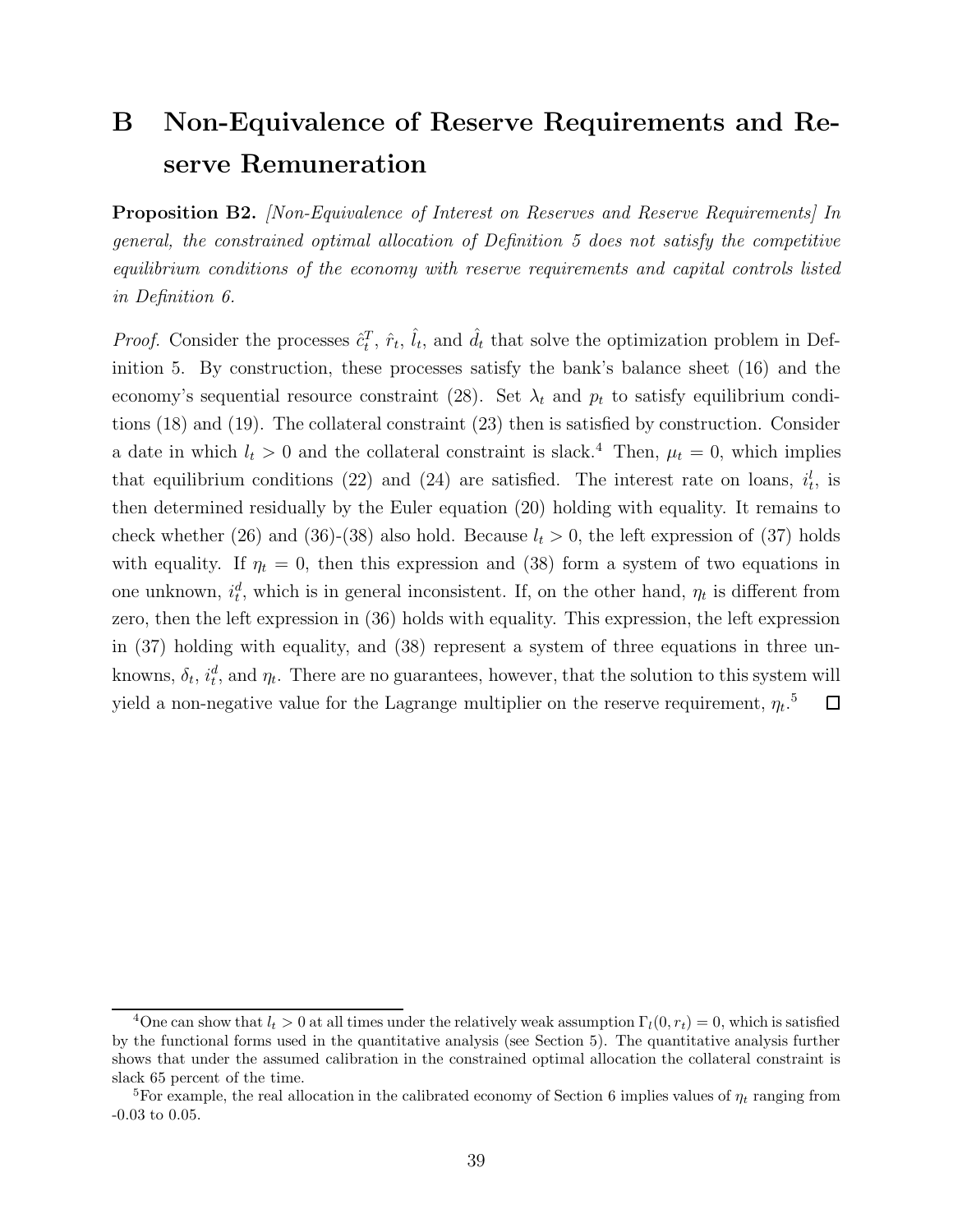# B Non-Equivalence of Reserve Requirements and Reserve Remuneration

**Proposition B2.** *[Non-Equivalence of Interest on Reserves and Reserve Requirements] In general, the constrained optimal allocation of Definition 5 does not satisfy the competitive equilibrium conditions of the economy with reserve requirements and capital controls listed in Definition 6.*

*Proof.* Consider the processes $\hat{c}_t^T$, $\hat{r}_t$, $\hat{l}_t$, and $\hat{d}_t$ that solve the optimization problem in Definition 5. By construction, these processes satisfy the bank's balance sheet (16) and the economy's sequential resource constraint (28). Set $\lambda_t$ and $p_t$ to satisfy equilibrium conditions (18) and (19). The collateral constraint (23) then is satisfied by construction. Consider a date in which $l_t > 0$ and the collateral constraint is slack.[4] Then, $\mu_t = 0$, which implies that equilibrium conditions (22) and (24) are satisfied. The interest rate on loans, $i_t^l$, is then determined residually by the Euler equation (20) holding with equality. It remains to check whether (26) and (36)-(38) also hold. Because $l_t > 0$, the left expression of (37) holds with equality. If $\eta_t = 0$, then this expression and (38) form a system of two equations in one unknown, $i_t^d$, which is in general inconsistent. If, on the other hand, $\eta_t$ is different from zero, then the left expression in (36) holds with equality. This expression, the left expression in (37) holding with equality, and (38) represent a system of three equations in three unknowns, $\delta_t$, $i_t^d$, and $\eta_t$. There are no guarantees, however, that the solution to this system will yield a non-negative value for the Lagrange multiplier on the reserve requirement, $\eta_t$.[5] □

[4] One can show that $l_t > 0$ at all times under the relatively weak assumption $\Gamma_l(0, r_t) = 0$, which is satisfied by the functional forms used in the quantitative analysis (see Section 5). The quantitative analysis further shows that under the assumed calibration in the constrained optimal allocation the collateral constraint is slack 65 percent of the time.

[5] For example, the real allocation in the calibrated economy of Section 6 implies values of $\eta_t$ ranging from -0.03 to 0.05.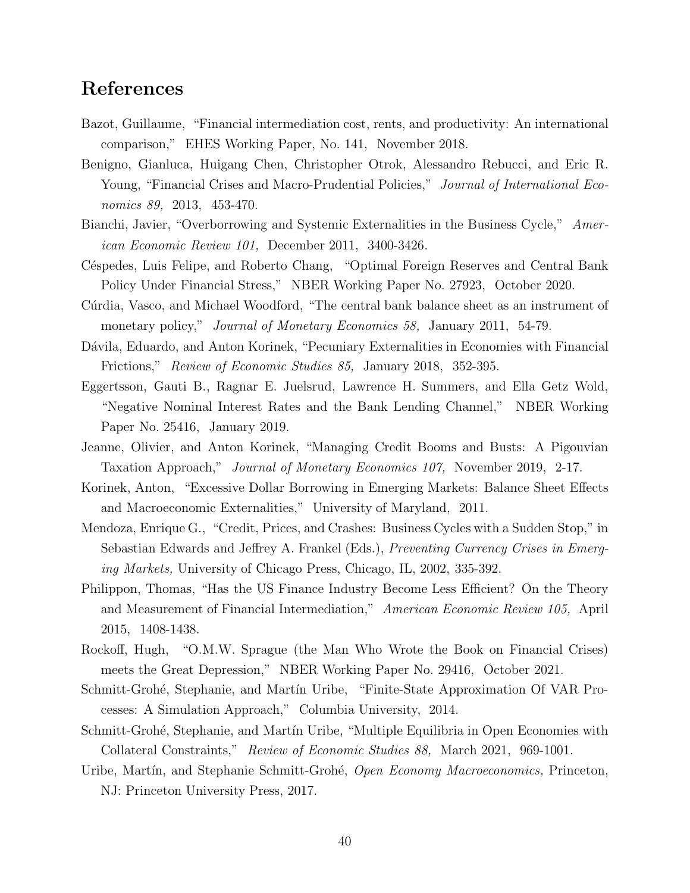## References

Bazot, Guillaume, "Financial intermediation cost, rents, and productivity: An international comparison," EHES Working Paper, No. 141, November 2018.

Benigno, Gianluca, Huigang Chen, Christopher Otrok, Alessandro Rebucci, and Eric R. Young, "Financial Crises and Macro-Prudential Policies," *Journal of International Economics 89,* 2013, 453-470.

Bianchi, Javier, "Overborrowing and Systemic Externalities in the Business Cycle," *American Economic Review 101,* December 2011, 3400-3426.

Céspedes, Luis Felipe, and Roberto Chang, "Optimal Foreign Reserves and Central Bank Policy Under Financial Stress," NBER Working Paper No. 27923, October 2020.

Cúrdia, Vasco, and Michael Woodford, "The central bank balance sheet as an instrument of monetary policy," *Journal of Monetary Economics 58,* January 2011, 54-79.

Dávila, Eduardo, and Anton Korinek, "Pecuniary Externalities in Economies with Financial Frictions," *Review of Economic Studies 85,* January 2018, 352-395.

Eggertsson, Gauti B., Ragnar E. Juelsrud, Lawrence H. Summers, and Ella Getz Wold, "Negative Nominal Interest Rates and the Bank Lending Channel," NBER Working Paper No. 25416, January 2019.

Jeanne, Olivier, and Anton Korinek, "Managing Credit Booms and Busts: A Pigouvian Taxation Approach," *Journal of Monetary Economics 107,* November 2019, 2-17.

Korinek, Anton, "Excessive Dollar Borrowing in Emerging Markets: Balance Sheet Effects and Macroeconomic Externalities," University of Maryland, 2011.

Mendoza, Enrique G., "Credit, Prices, and Crashes: Business Cycles with a Sudden Stop," in Sebastian Edwards and Jeffrey A. Frankel (Eds.), *Preventing Currency Crises in Emerging Markets,* University of Chicago Press, Chicago, IL, 2002, 335-392.

Philippon, Thomas, "Has the US Finance Industry Become Less Efficient? On the Theory and Measurement of Financial Intermediation," *American Economic Review 105,* April 2015, 1408-1438.

Rockoff, Hugh, "O.M.W. Sprague (the Man Who Wrote the Book on Financial Crises) meets the Great Depression," NBER Working Paper No. 29416, October 2021.

Schmitt-Grohé, Stephanie, and Martín Uribe, "Finite-State Approximation Of VAR Processes: A Simulation Approach," Columbia University, 2014.

Schmitt-Grohé, Stephanie, and Martín Uribe, "Multiple Equilibria in Open Economies with Collateral Constraints," *Review of Economic Studies 88,* March 2021, 969-1001.

Uribe, Martín, and Stephanie Schmitt-Grohé, *Open Economy Macroeconomics,* Princeton, NJ: Princeton University Press, 2017.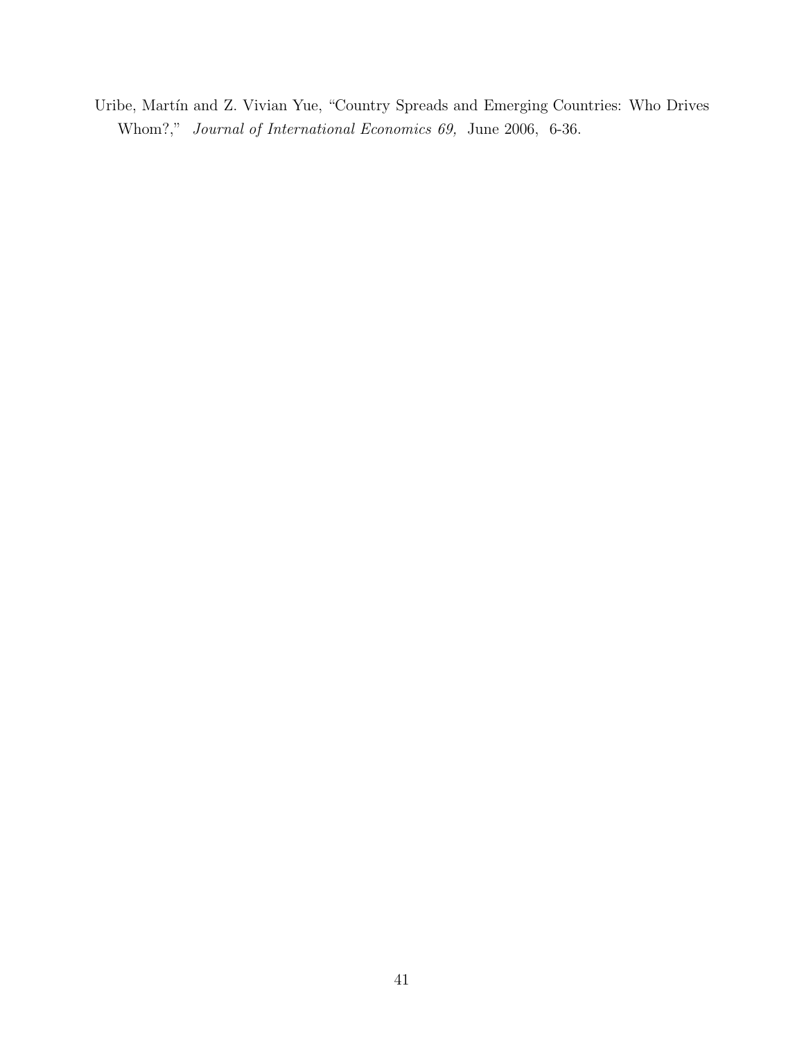Uribe, Martín and Z. Vivian Yue, "Country Spreads and Emerging Countries: Who Drives Whom?," *Journal of International Economics 69,* June 2006, 6-36.